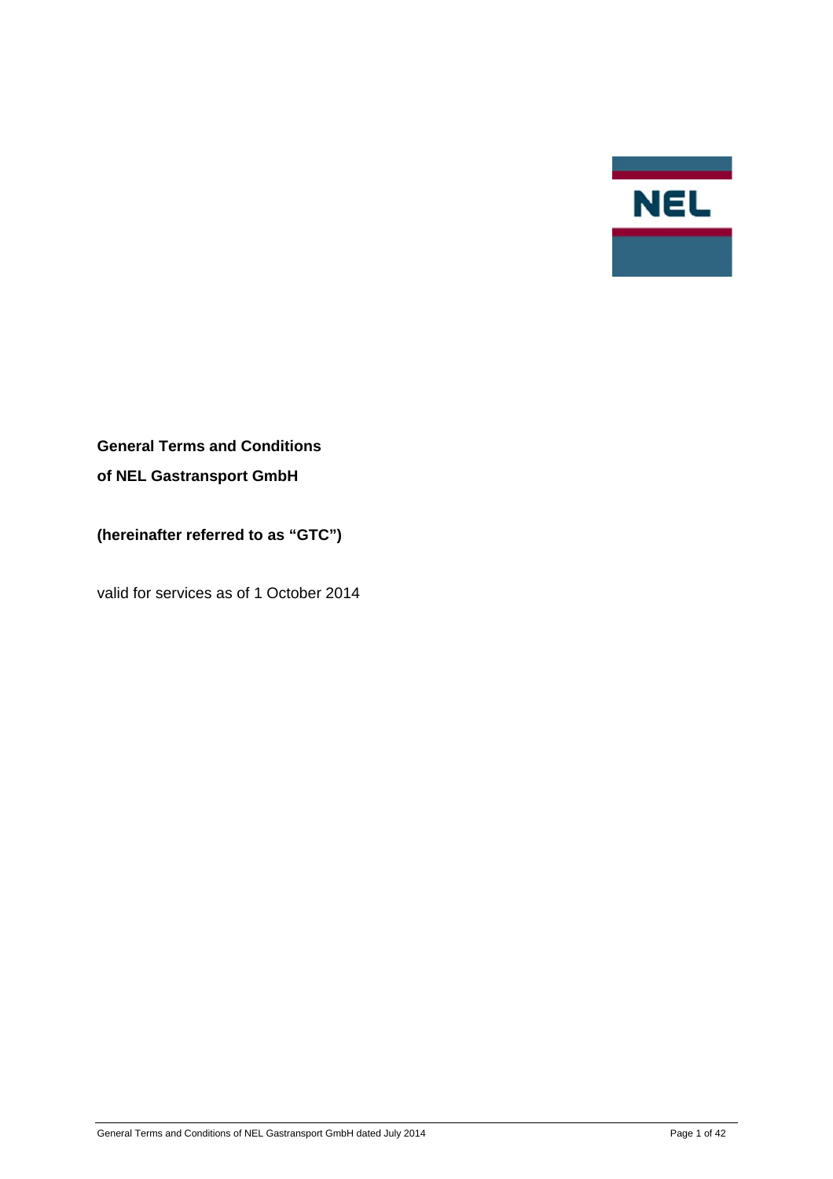NEL

**General Terms and Conditions**

**of NEL Gastransport GmbH**

**(hereinafter referred to as "GTC")**

valid for services as of 1 October 2014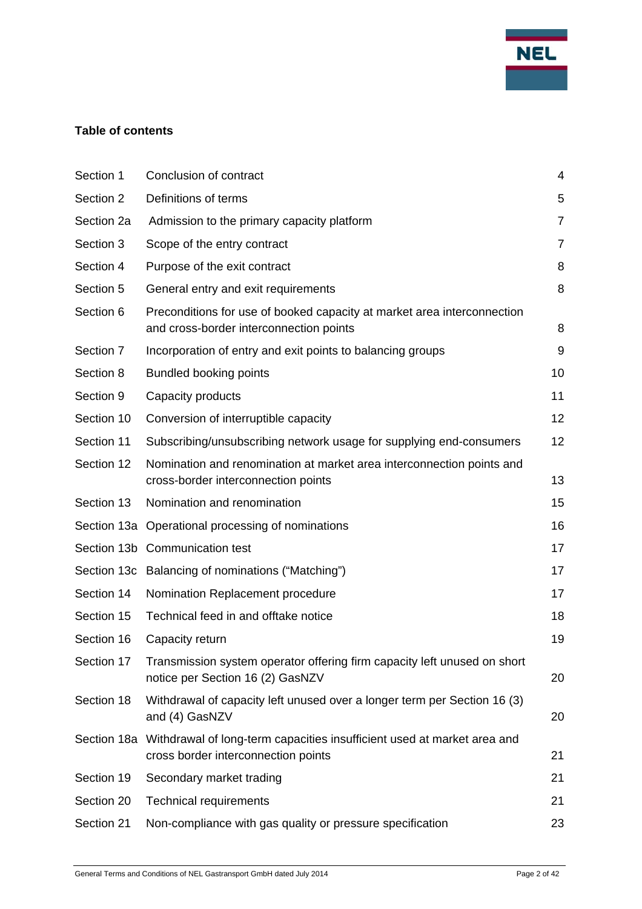**Table of contents**

| | | |
|---|---|---|
| Section 1 | Conclusion of contract | 4 |
| Section 2 | Definitions of terms | 5 |
| Section 2a | Admission to the primary capacity platform | 7 |
| Section 3 | Scope of the entry contract | 7 |
| Section 4 | Purpose of the exit contract | 8 |
| Section 5 | General entry and exit requirements | 8 |
| Section 6 | Preconditions for use of booked capacity at market area interconnection and cross-border interconnection points | 8 |
| Section 7 | Incorporation of entry and exit points to balancing groups | 9 |
| Section 8 | Bundled booking points | 10 |
| Section 9 | Capacity products | 11 |
| Section 10 | Conversion of interruptible capacity | 12 |
| Section 11 | Subscribing/unsubscribing network usage for supplying end-consumers | 12 |
| Section 12 | Nomination and renomination at market area interconnection points and cross-border interconnection points | 13 |
| Section 13 | Nomination and renomination | 15 |
| Section 13a | Operational processing of nominations | 16 |
| Section 13b | Communication test | 17 |
| Section 13c | Balancing of nominations ("Matching") | 17 |
| Section 14 | Nomination Replacement procedure | 17 |
| Section 15 | Technical feed in and offtake notice | 18 |
| Section 16 | Capacity return | 19 |
| Section 17 | Transmission system operator offering firm capacity left unused on short notice per Section 16 (2) GasNZV | 20 |
| Section 18 | Withdrawal of capacity left unused over a longer term per Section 16 (3) and (4) GasNZV | 20 |
| Section 18a | Withdrawal of long-term capacities insufficient used at market area and cross border interconnection points | 21 |
| Section 19 | Secondary market trading | 21 |
| Section 20 | Technical requirements | 21 |
| Section 21 | Non-compliance with gas quality or pressure specification | 23 |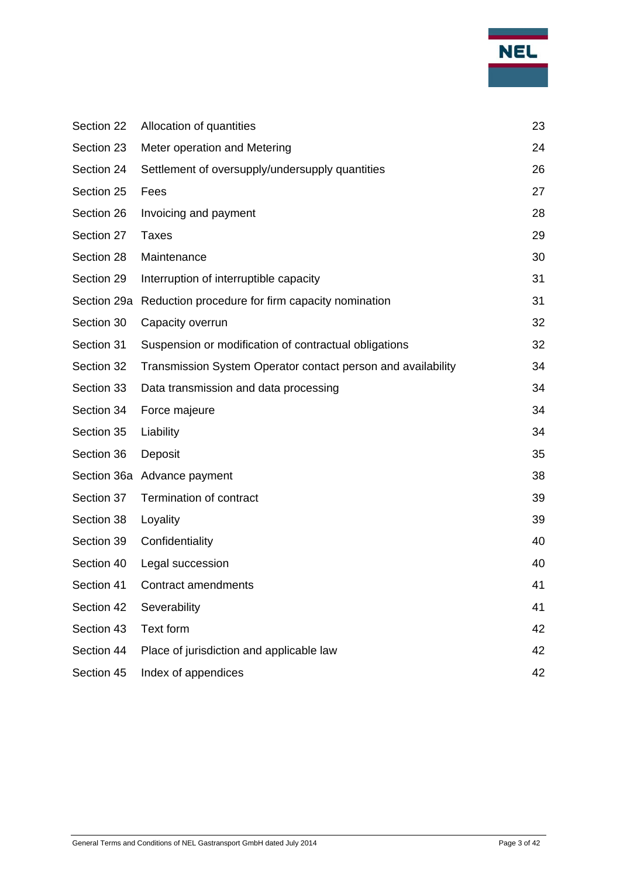| | | |
|---|---|---|
| Section 22 | Allocation of quantities | 23 |
| Section 23 | Meter operation and Metering | 24 |
| Section 24 | Settlement of oversupply/undersupply quantities | 26 |
| Section 25 | Fees | 27 |
| Section 26 | Invoicing and payment | 28 |
| Section 27 | Taxes | 29 |
| Section 28 | Maintenance | 30 |
| Section 29 | Interruption of interruptible capacity | 31 |
| Section 29a | Reduction procedure for firm capacity nomination | 31 |
| Section 30 | Capacity overrun | 32 |
| Section 31 | Suspension or modification of contractual obligations | 32 |
| Section 32 | Transmission System Operator contact person and availability | 34 |
| Section 33 | Data transmission and data processing | 34 |
| Section 34 | Force majeure | 34 |
| Section 35 | Liability | 34 |
| Section 36 | Deposit | 35 |
| Section 36a | Advance payment | 38 |
| Section 37 | Termination of contract | 39 |
| Section 38 | Loyality | 39 |
| Section 39 | Confidentiality | 40 |
| Section 40 | Legal succession | 40 |
| Section 41 | Contract amendments | 41 |
| Section 42 | Severability | 41 |
| Section 43 | Text form | 42 |
| Section 44 | Place of jurisdiction and applicable law | 42 |
| Section 45 | Index of appendices | 42 |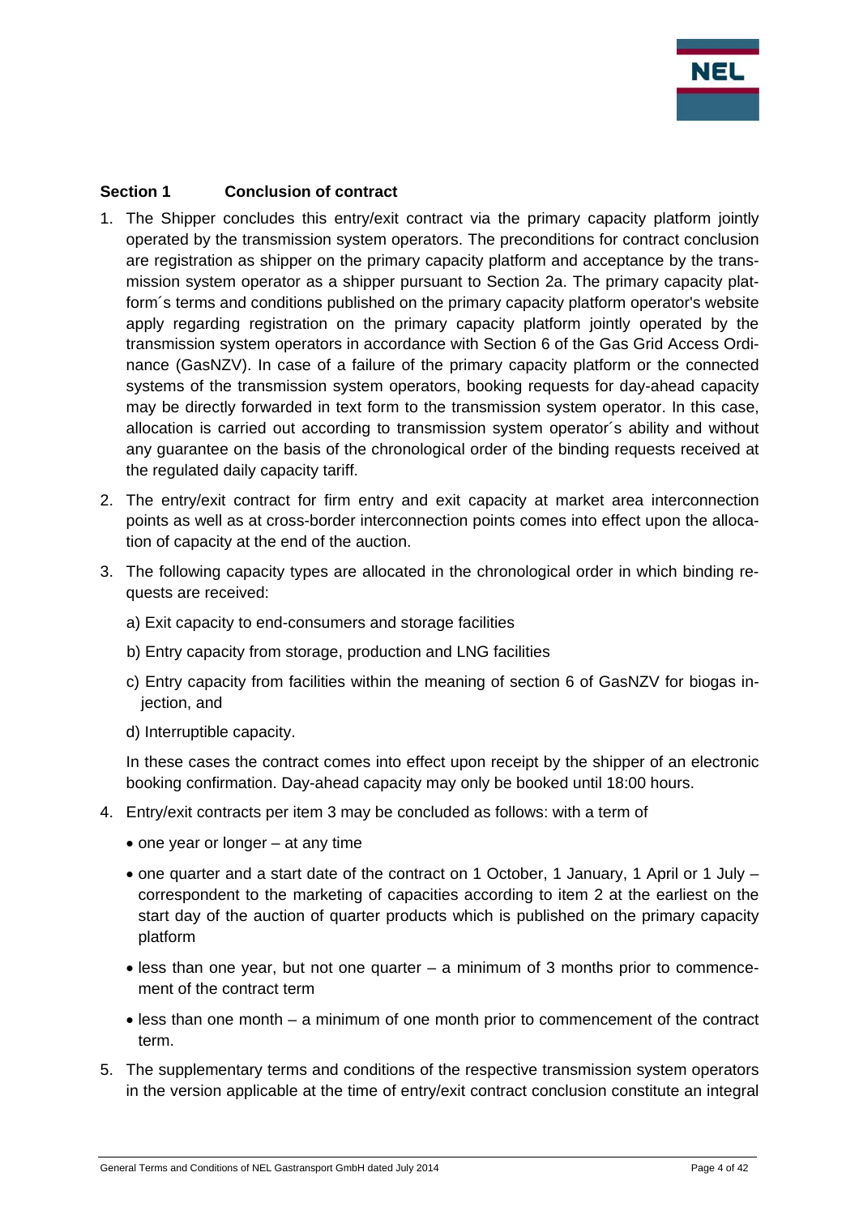## Section 1 Conclusion of contract

1. The Shipper concludes this entry/exit contract via the primary capacity platform jointly operated by the transmission system operators. The preconditions for contract conclusion are registration as shipper on the primary capacity platform and acceptance by the transmission system operator as a shipper pursuant to Section 2a. The primary capacity platform´s terms and conditions published on the primary capacity platform operator's website apply regarding registration on the primary capacity platform jointly operated by the transmission system operators in accordance with Section 6 of the Gas Grid Access Ordinance (GasNZV). In case of a failure of the primary capacity platform or the connected systems of the transmission system operators, booking requests for day-ahead capacity may be directly forwarded in text form to the transmission system operator. In this case, allocation is carried out according to transmission system operator´s ability and without any guarantee on the basis of the chronological order of the binding requests received at the regulated daily capacity tariff.

2. The entry/exit contract for firm entry and exit capacity at market area interconnection points as well as at cross-border interconnection points comes into effect upon the allocation of capacity at the end of the auction.

3. The following capacity types are allocated in the chronological order in which binding requests are received:

   a) Exit capacity to end-consumers and storage facilities

   b) Entry capacity from storage, production and LNG facilities

   c) Entry capacity from facilities within the meaning of section 6 of GasNZV for biogas injection, and

   d) Interruptible capacity.

   In these cases the contract comes into effect upon receipt by the shipper of an electronic booking confirmation. Day-ahead capacity may only be booked until 18:00 hours.

4. Entry/exit contracts per item 3 may be concluded as follows: with a term of

   - one year or longer – at any time
   - one quarter and a start date of the contract on 1 October, 1 January, 1 April or 1 July – correspondent to the marketing of capacities according to item 2 at the earliest on the start day of the auction of quarter products which is published on the primary capacity platform
   - less than one year, but not one quarter – a minimum of 3 months prior to commencement of the contract term
   - less than one month – a minimum of one month prior to commencement of the contract term.

5. The supplementary terms and conditions of the respective transmission system operators in the version applicable at the time of entry/exit contract conclusion constitute an integral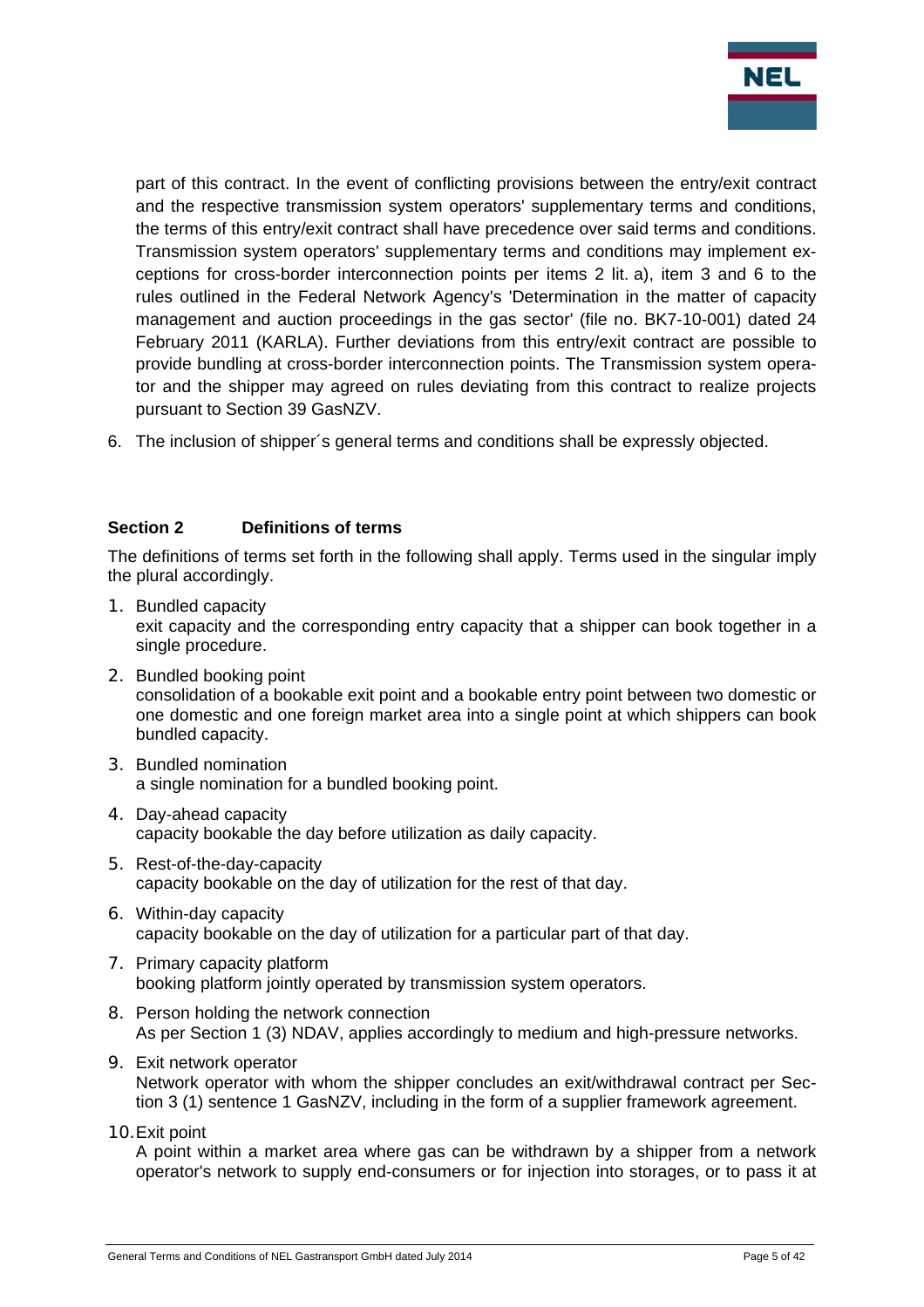part of this contract. In the event of conflicting provisions between the entry/exit contract and the respective transmission system operators' supplementary terms and conditions, the terms of this entry/exit contract shall have precedence over said terms and conditions. Transmission system operators' supplementary terms and conditions may implement exceptions for cross-border interconnection points per items 2 lit. a), item 3 and 6 to the rules outlined in the Federal Network Agency's 'Determination in the matter of capacity management and auction proceedings in the gas sector' (file no. BK7-10-001) dated 24 February 2011 (KARLA). Further deviations from this entry/exit contract are possible to provide bundling at cross-border interconnection points. The Transmission system operator and the shipper may agreed on rules deviating from this contract to realize projects pursuant to Section 39 GasNZV.

6. The inclusion of shipper´s general terms and conditions shall be expressly objected.

## Section 2 Definitions of terms

The definitions of terms set forth in the following shall apply. Terms used in the singular imply the plural accordingly.

1. Bundled capacity
   exit capacity and the corresponding entry capacity that a shipper can book together in a single procedure.
2. Bundled booking point
   consolidation of a bookable exit point and a bookable entry point between two domestic or one domestic and one foreign market area into a single point at which shippers can book bundled capacity.
3. Bundled nomination
   a single nomination for a bundled booking point.
4. Day-ahead capacity
   capacity bookable the day before utilization as daily capacity.
5. Rest-of-the-day-capacity
   capacity bookable on the day of utilization for the rest of that day.
6. Within-day capacity
   capacity bookable on the day of utilization for a particular part of that day.
7. Primary capacity platform
   booking platform jointly operated by transmission system operators.
8. Person holding the network connection
   As per Section 1 (3) NDAV, applies accordingly to medium and high-pressure networks.
9. Exit network operator
   Network operator with whom the shipper concludes an exit/withdrawal contract per Section 3 (1) sentence 1 GasNZV, including in the form of a supplier framework agreement.
10. Exit point
    A point within a market area where gas can be withdrawn by a shipper from a network operator's network to supply end-consumers or for injection into storages, or to pass it at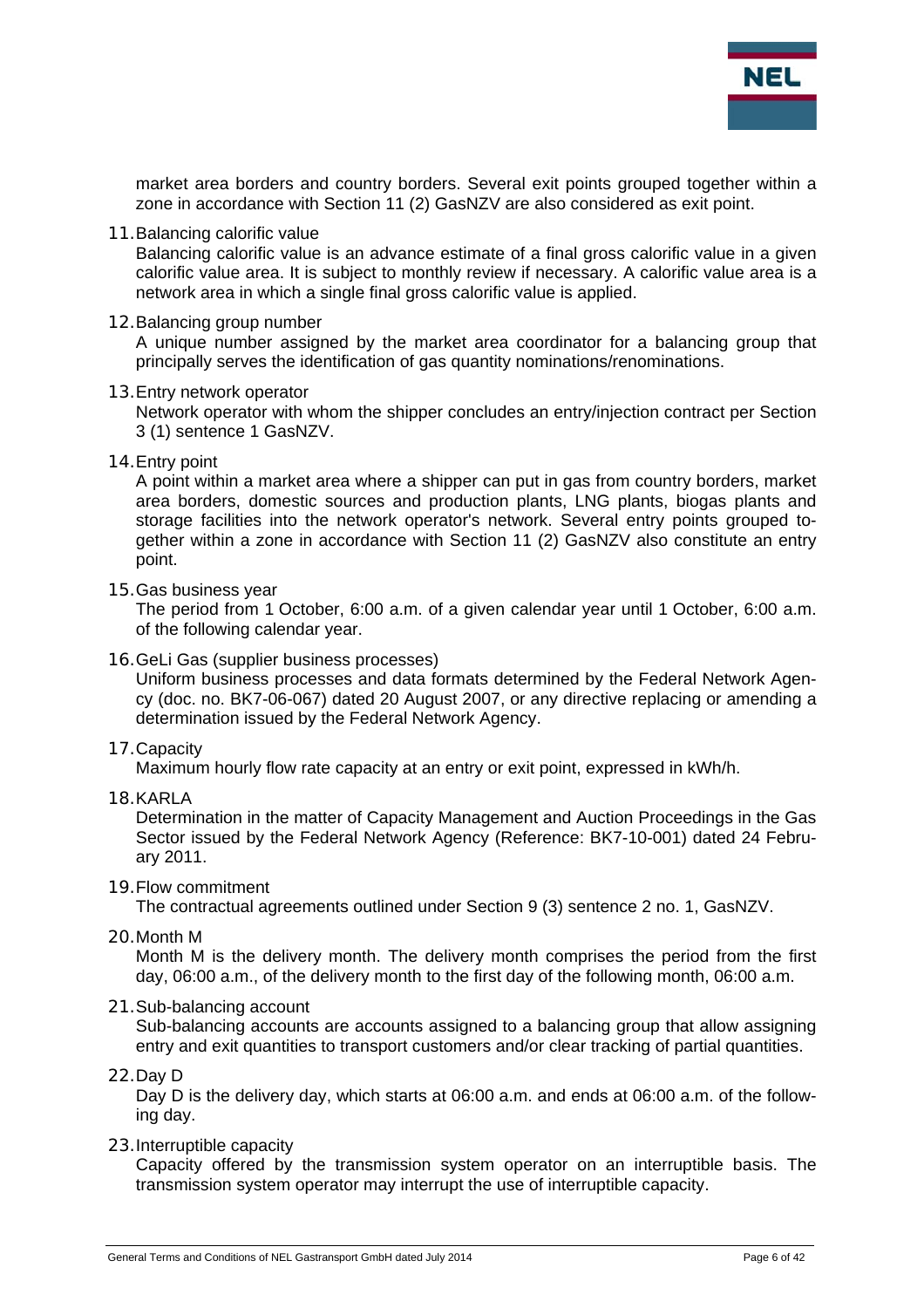market area borders and country borders. Several exit points grouped together within a zone in accordance with Section 11 (2) GasNZV are also considered as exit point.

11. Balancing calorific value

    Balancing calorific value is an advance estimate of a final gross calorific value in a given calorific value area. It is subject to monthly review if necessary. A calorific value area is a network area in which a single final gross calorific value is applied.

12. Balancing group number

    A unique number assigned by the market area coordinator for a balancing group that principally serves the identification of gas quantity nominations/renominations.

13. Entry network operator

    Network operator with whom the shipper concludes an entry/injection contract per Section 3 (1) sentence 1 GasNZV.

14. Entry point

    A point within a market area where a shipper can put in gas from country borders, market area borders, domestic sources and production plants, LNG plants, biogas plants and storage facilities into the network operator's network. Several entry points grouped together within a zone in accordance with Section 11 (2) GasNZV also constitute an entry point.

15. Gas business year

    The period from 1 October, 6:00 a.m. of a given calendar year until 1 October, 6:00 a.m. of the following calendar year.

16. GeLi Gas (supplier business processes)

    Uniform business processes and data formats determined by the Federal Network Agency (doc. no. BK7-06-067) dated 20 August 2007, or any directive replacing or amending a determination issued by the Federal Network Agency.

17. Capacity

    Maximum hourly flow rate capacity at an entry or exit point, expressed in kWh/h.

18. KARLA

    Determination in the matter of Capacity Management and Auction Proceedings in the Gas Sector issued by the Federal Network Agency (Reference: BK7-10-001) dated 24 February 2011.

19. Flow commitment

    The contractual agreements outlined under Section 9 (3) sentence 2 no. 1, GasNZV.

20. Month M

    Month M is the delivery month. The delivery month comprises the period from the first day, 06:00 a.m., of the delivery month to the first day of the following month, 06:00 a.m.

21. Sub-balancing account

    Sub-balancing accounts are accounts assigned to a balancing group that allow assigning entry and exit quantities to transport customers and/or clear tracking of partial quantities.

22. Day D

    Day D is the delivery day, which starts at 06:00 a.m. and ends at 06:00 a.m. of the following day.

23. Interruptible capacity

    Capacity offered by the transmission system operator on an interruptible basis. The transmission system operator may interrupt the use of interruptible capacity.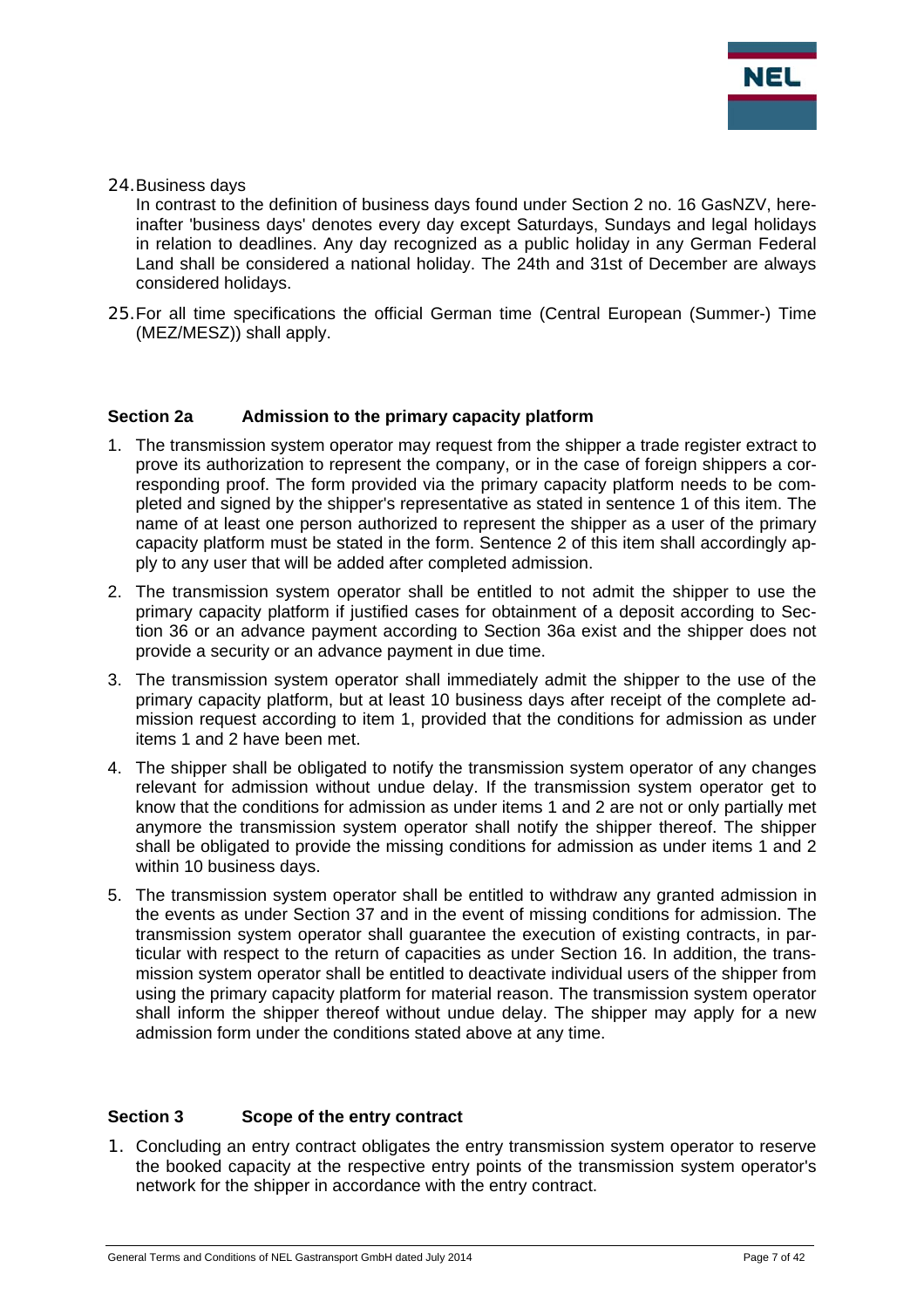24. Business days

    In contrast to the definition of business days found under Section 2 no. 16 GasNZV, hereinafter 'business days' denotes every day except Saturdays, Sundays and legal holidays in relation to deadlines. Any day recognized as a public holiday in any German Federal Land shall be considered a national holiday. The 24th and 31st of December are always considered holidays.

25. For all time specifications the official German time (Central European (Summer-) Time (MEZ/MESZ)) shall apply.

## Section 2a Admission to the primary capacity platform

1. The transmission system operator may request from the shipper a trade register extract to prove its authorization to represent the company, or in the case of foreign shippers a corresponding proof. The form provided via the primary capacity platform needs to be completed and signed by the shipper's representative as stated in sentence 1 of this item. The name of at least one person authorized to represent the shipper as a user of the primary capacity platform must be stated in the form. Sentence 2 of this item shall accordingly apply to any user that will be added after completed admission.
2. The transmission system operator shall be entitled to not admit the shipper to use the primary capacity platform if justified cases for obtainment of a deposit according to Section 36 or an advance payment according to Section 36a exist and the shipper does not provide a security or an advance payment in due time.
3. The transmission system operator shall immediately admit the shipper to the use of the primary capacity platform, but at least 10 business days after receipt of the complete admission request according to item 1, provided that the conditions for admission as under items 1 and 2 have been met.
4. The shipper shall be obligated to notify the transmission system operator of any changes relevant for admission without undue delay. If the transmission system operator get to know that the conditions for admission as under items 1 and 2 are not or only partially met anymore the transmission system operator shall notify the shipper thereof. The shipper shall be obligated to provide the missing conditions for admission as under items 1 and 2 within 10 business days.
5. The transmission system operator shall be entitled to withdraw any granted admission in the events as under Section 37 and in the event of missing conditions for admission. The transmission system operator shall guarantee the execution of existing contracts, in particular with respect to the return of capacities as under Section 16. In addition, the transmission system operator shall be entitled to deactivate individual users of the shipper from using the primary capacity platform for material reason. The transmission system operator shall inform the shipper thereof without undue delay. The shipper may apply for a new admission form under the conditions stated above at any time.

## Section 3 Scope of the entry contract

1. Concluding an entry contract obligates the entry transmission system operator to reserve the booked capacity at the respective entry points of the transmission system operator's network for the shipper in accordance with the entry contract.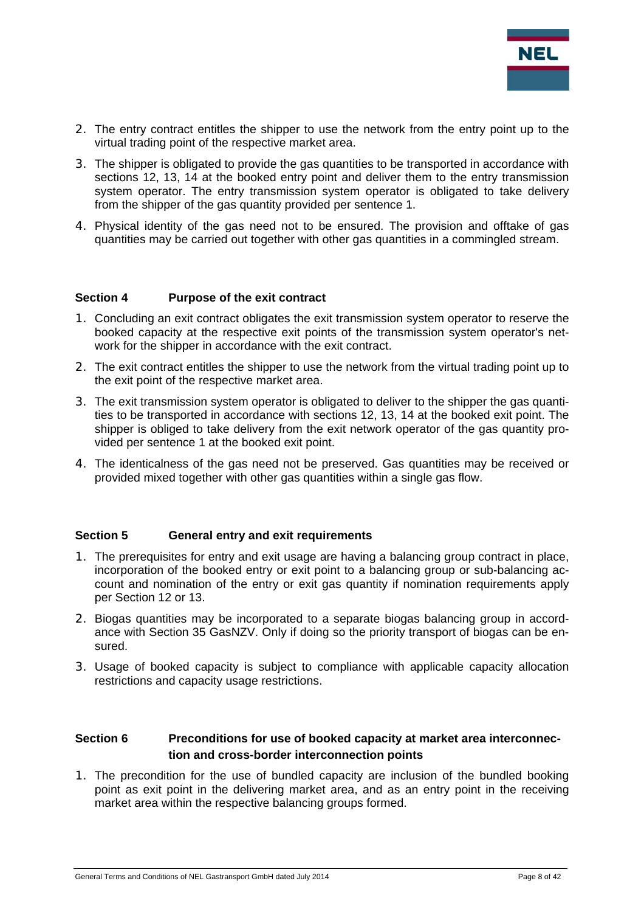2. The entry contract entitles the shipper to use the network from the entry point up to the virtual trading point of the respective market area.
3. The shipper is obligated to provide the gas quantities to be transported in accordance with sections 12, 13, 14 at the booked entry point and deliver them to the entry transmission system operator. The entry transmission system operator is obligated to take delivery from the shipper of the gas quantity provided per sentence 1.
4. Physical identity of the gas need not to be ensured. The provision and offtake of gas quantities may be carried out together with other gas quantities in a commingled stream.

### Section 4 Purpose of the exit contract

1. Concluding an exit contract obligates the exit transmission system operator to reserve the booked capacity at the respective exit points of the transmission system operator's network for the shipper in accordance with the exit contract.
2. The exit contract entitles the shipper to use the network from the virtual trading point up to the exit point of the respective market area.
3. The exit transmission system operator is obligated to deliver to the shipper the gas quantities to be transported in accordance with sections 12, 13, 14 at the booked exit point. The shipper is obliged to take delivery from the exit network operator of the gas quantity provided per sentence 1 at the booked exit point.
4. The identicalness of the gas need not be preserved. Gas quantities may be received or provided mixed together with other gas quantities within a single gas flow.

### Section 5 General entry and exit requirements

1. The prerequisites for entry and exit usage are having a balancing group contract in place, incorporation of the booked entry or exit point to a balancing group or sub-balancing account and nomination of the entry or exit gas quantity if nomination requirements apply per Section 12 or 13.
2. Biogas quantities may be incorporated to a separate biogas balancing group in accordance with Section 35 GasNZV. Only if doing so the priority transport of biogas can be ensured.
3. Usage of booked capacity is subject to compliance with applicable capacity allocation restrictions and capacity usage restrictions.

### Section 6 Preconditions for use of booked capacity at market area interconnection and cross-border interconnection points

1. The precondition for the use of bundled capacity are inclusion of the bundled booking point as exit point in the delivering market area, and as an entry point in the receiving market area within the respective balancing groups formed.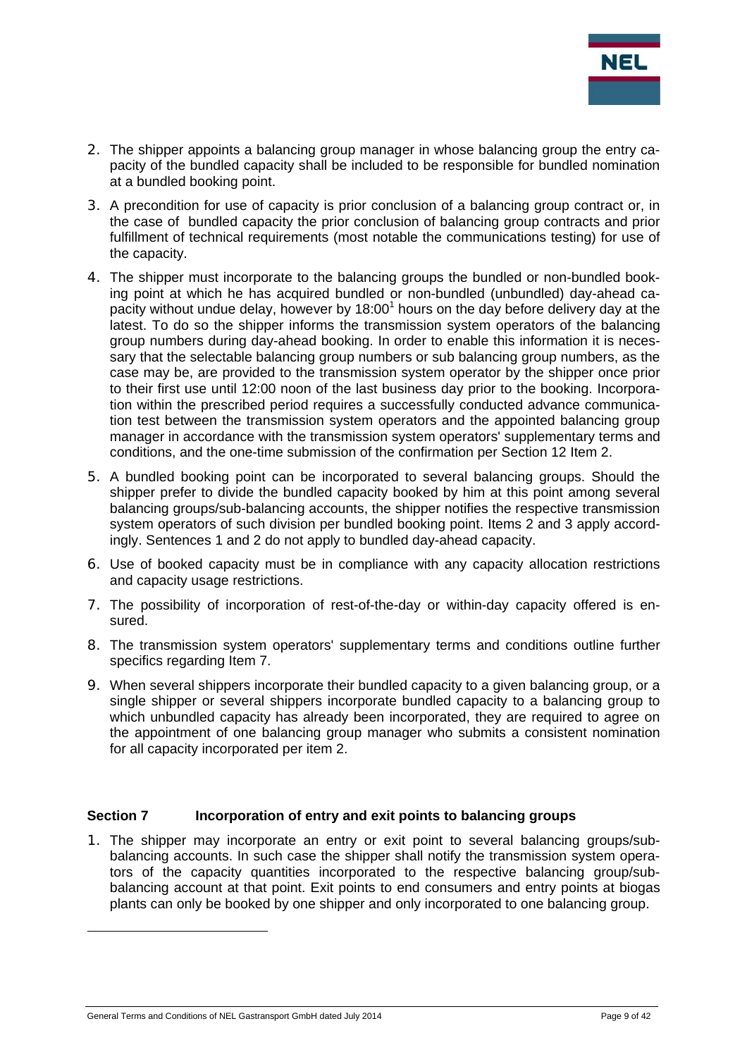2. The shipper appoints a balancing group manager in whose balancing group the entry capacity of the bundled capacity shall be included to be responsible for bundled nomination at a bundled booking point.
3. A precondition for use of capacity is prior conclusion of a balancing group contract or, in the case of bundled capacity the prior conclusion of balancing group contracts and prior fulfillment of technical requirements (most notable the communications testing) for use of the capacity.
4. The shipper must incorporate to the balancing groups the bundled or non-bundled booking point at which he has acquired bundled or non-bundled (unbundled) day-ahead capacity without undue delay, however by 18:00[1] hours on the day before delivery day at the latest. To do so the shipper informs the transmission system operators of the balancing group numbers during day-ahead booking. In order to enable this information it is necessary that the selectable balancing group numbers or sub balancing group numbers, as the case may be, are provided to the transmission system operator by the shipper once prior to their first use until 12:00 noon of the last business day prior to the booking. Incorporation within the prescribed period requires a successfully conducted advance communication test between the transmission system operators and the appointed balancing group manager in accordance with the transmission system operators' supplementary terms and conditions, and the one-time submission of the confirmation per Section 12 Item 2.
5. A bundled booking point can be incorporated to several balancing groups. Should the shipper prefer to divide the bundled capacity booked by him at this point among several balancing groups/sub-balancing accounts, the shipper notifies the respective transmission system operators of such division per bundled booking point. Items 2 and 3 apply accordingly. Sentences 1 and 2 do not apply to bundled day-ahead capacity.
6. Use of booked capacity must be in compliance with any capacity allocation restrictions and capacity usage restrictions.
7. The possibility of incorporation of rest-of-the-day or within-day capacity offered is ensured.
8. The transmission system operators' supplementary terms and conditions outline further specifics regarding Item 7.
9. When several shippers incorporate their bundled capacity to a given balancing group, or a single shipper or several shippers incorporate bundled capacity to a balancing group to which unbundled capacity has already been incorporated, they are required to agree on the appointment of one balancing group manager who submits a consistent nomination for all capacity incorporated per item 2.

### Section 7 Incorporation of entry and exit points to balancing groups

1. The shipper may incorporate an entry or exit point to several balancing groups/sub-balancing accounts. In such case the shipper shall notify the transmission system operators of the capacity quantities incorporated to the respective balancing group/sub-balancing account at that point. Exit points to end consumers and entry points at biogas plants can only be booked by one shipper and only incorporated to one balancing group.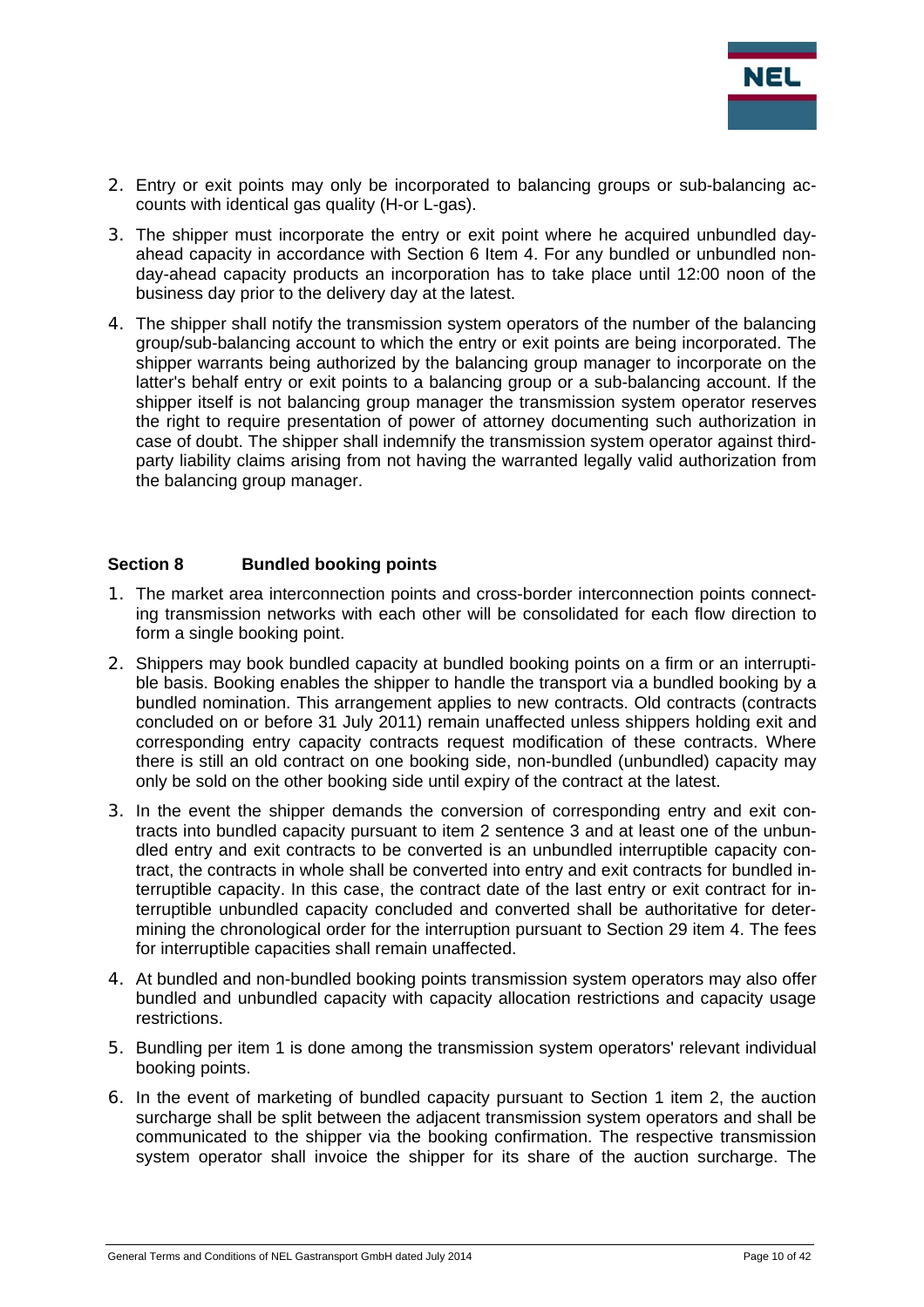2. Entry or exit points may only be incorporated to balancing groups or sub-balancing accounts with identical gas quality (H-or L-gas).
3. The shipper must incorporate the entry or exit point where he acquired unbundled day-ahead capacity in accordance with Section 6 Item 4. For any bundled or unbundled non-day-ahead capacity products an incorporation has to take place until 12:00 noon of the business day prior to the delivery day at the latest.
4. The shipper shall notify the transmission system operators of the number of the balancing group/sub-balancing account to which the entry or exit points are being incorporated. The shipper warrants being authorized by the balancing group manager to incorporate on the latter's behalf entry or exit points to a balancing group or a sub-balancing account. If the shipper itself is not balancing group manager the transmission system operator reserves the right to require presentation of power of attorney documenting such authorization in case of doubt. The shipper shall indemnify the transmission system operator against third-party liability claims arising from not having the warranted legally valid authorization from the balancing group manager.

### Section 8 Bundled booking points

1. The market area interconnection points and cross-border interconnection points connecting transmission networks with each other will be consolidated for each flow direction to form a single booking point.
2. Shippers may book bundled capacity at bundled booking points on a firm or an interruptible basis. Booking enables the shipper to handle the transport via a bundled booking by a bundled nomination. This arrangement applies to new contracts. Old contracts (contracts concluded on or before 31 July 2011) remain unaffected unless shippers holding exit and corresponding entry capacity contracts request modification of these contracts. Where there is still an old contract on one booking side, non-bundled (unbundled) capacity may only be sold on the other booking side until expiry of the contract at the latest.
3. In the event the shipper demands the conversion of corresponding entry and exit contracts into bundled capacity pursuant to item 2 sentence 3 and at least one of the unbundled entry and exit contracts to be converted is an unbundled interruptible capacity contract, the contracts in whole shall be converted into entry and exit contracts for bundled interruptible capacity. In this case, the contract date of the last entry or exit contract for interruptible unbundled capacity concluded and converted shall be authoritative for determining the chronological order for the interruption pursuant to Section 29 item 4. The fees for interruptible capacities shall remain unaffected.
4. At bundled and non-bundled booking points transmission system operators may also offer bundled and unbundled capacity with capacity allocation restrictions and capacity usage restrictions.
5. Bundling per item 1 is done among the transmission system operators' relevant individual booking points.
6. In the event of marketing of bundled capacity pursuant to Section 1 item 2, the auction surcharge shall be split between the adjacent transmission system operators and shall be communicated to the shipper via the booking confirmation. The respective transmission system operator shall invoice the shipper for its share of the auction surcharge. The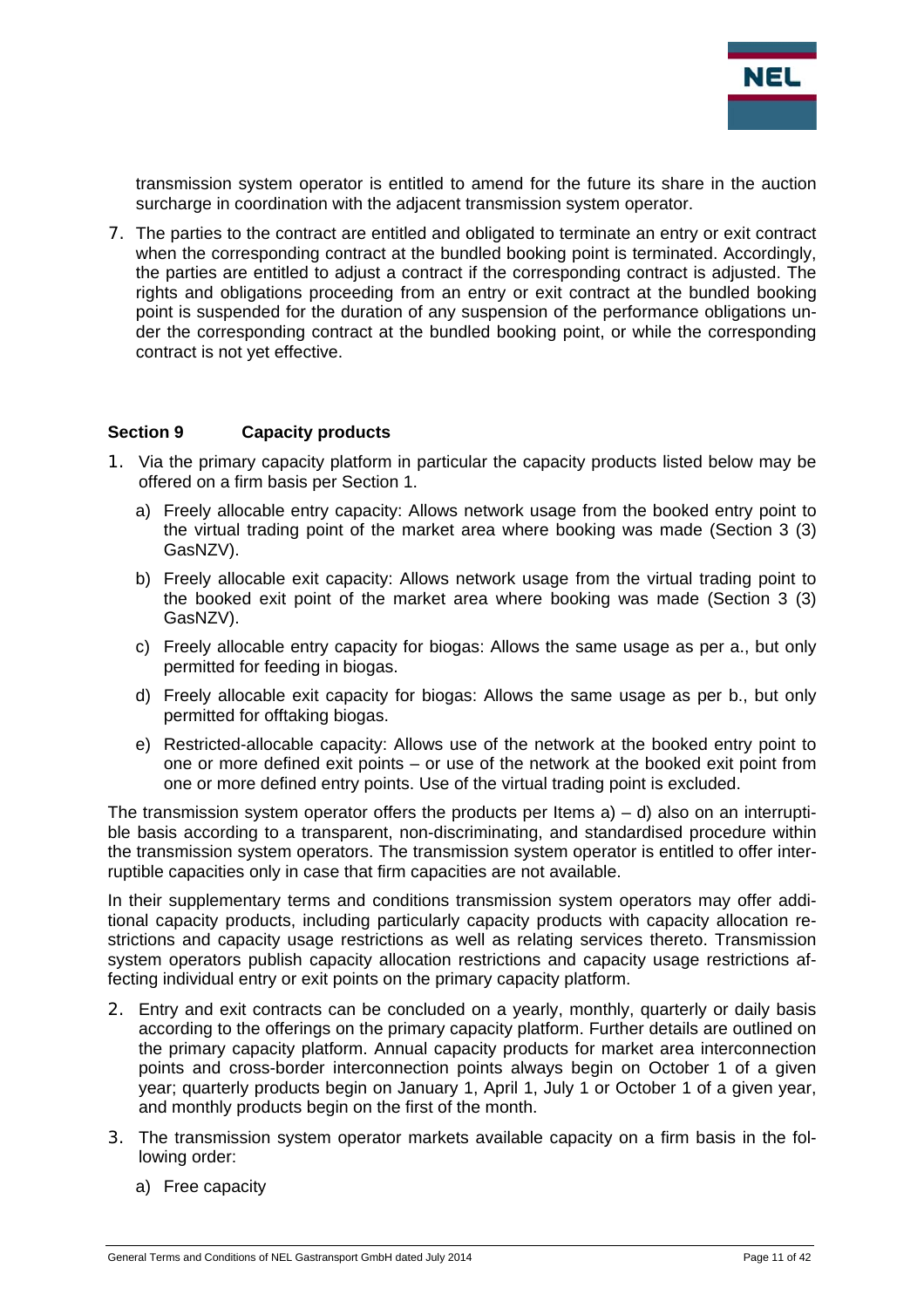transmission system operator is entitled to amend for the future its share in the auction surcharge in coordination with the adjacent transmission system operator.

7. The parties to the contract are entitled and obligated to terminate an entry or exit contract when the corresponding contract at the bundled booking point is terminated. Accordingly, the parties are entitled to adjust a contract if the corresponding contract is adjusted. The rights and obligations proceeding from an entry or exit contract at the bundled booking point is suspended for the duration of any suspension of the performance obligations under the corresponding contract at the bundled booking point, or while the corresponding contract is not yet effective.

## Section 9 Capacity products

1. Via the primary capacity platform in particular the capacity products listed below may be offered on a firm basis per Section 1.

   a) Freely allocable entry capacity: Allows network usage from the booked entry point to the virtual trading point of the market area where booking was made (Section 3 (3) GasNZV).

   b) Freely allocable exit capacity: Allows network usage from the virtual trading point to the booked exit point of the market area where booking was made (Section 3 (3) GasNZV).

   c) Freely allocable entry capacity for biogas: Allows the same usage as per a., but only permitted for feeding in biogas.

   d) Freely allocable exit capacity for biogas: Allows the same usage as per b., but only permitted for offtaking biogas.

   e) Restricted-allocable capacity: Allows use of the network at the booked entry point to one or more defined exit points – or use of the network at the booked exit point from one or more defined entry points. Use of the virtual trading point is excluded.

The transmission system operator offers the products per Items a) – d) also on an interruptible basis according to a transparent, non-discriminating, and standardised procedure within the transmission system operators. The transmission system operator is entitled to offer interruptible capacities only in case that firm capacities are not available.

In their supplementary terms and conditions transmission system operators may offer additional capacity products, including particularly capacity products with capacity allocation restrictions and capacity usage restrictions as well as relating services thereto. Transmission system operators publish capacity allocation restrictions and capacity usage restrictions affecting individual entry or exit points on the primary capacity platform.

2. Entry and exit contracts can be concluded on a yearly, monthly, quarterly or daily basis according to the offerings on the primary capacity platform. Further details are outlined on the primary capacity platform. Annual capacity products for market area interconnection points and cross-border interconnection points always begin on October 1 of a given year; quarterly products begin on January 1, April 1, July 1 or October 1 of a given year, and monthly products begin on the first of the month.

3. The transmission system operator markets available capacity on a firm basis in the following order:

   a) Free capacity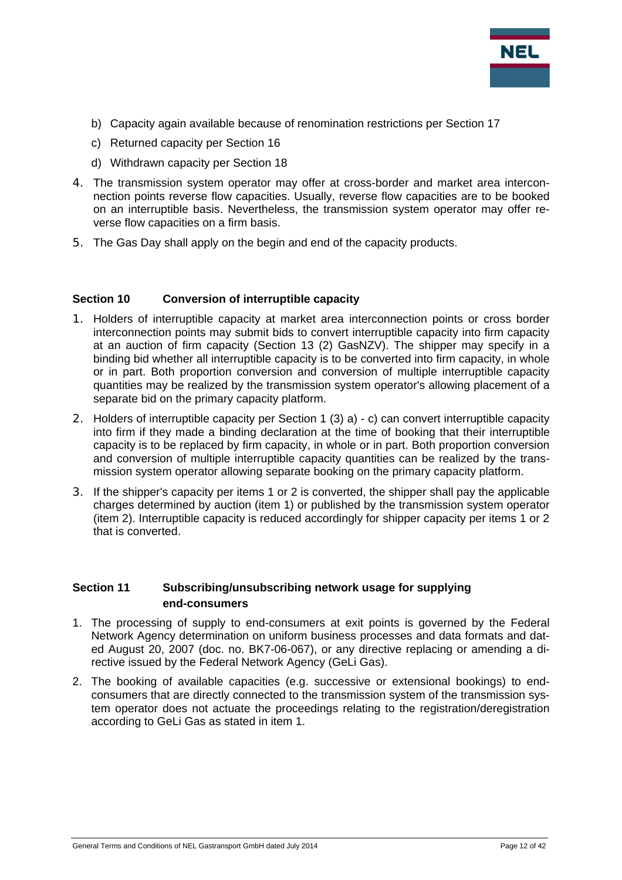b) Capacity again available because of renomination restrictions per Section 17
c) Returned capacity per Section 16
d) Withdrawn capacity per Section 18

4. The transmission system operator may offer at cross-border and market area interconnection points reverse flow capacities. Usually, reverse flow capacities are to be booked on an interruptible basis. Nevertheless, the transmission system operator may offer reverse flow capacities on a firm basis.
5. The Gas Day shall apply on the begin and end of the capacity products.

## Section 10 Conversion of interruptible capacity

1. Holders of interruptible capacity at market area interconnection points or cross border interconnection points may submit bids to convert interruptible capacity into firm capacity at an auction of firm capacity (Section 13 (2) GasNZV). The shipper may specify in a binding bid whether all interruptible capacity is to be converted into firm capacity, in whole or in part. Both proportion conversion and conversion of multiple interruptible capacity quantities may be realized by the transmission system operator's allowing placement of a separate bid on the primary capacity platform.
2. Holders of interruptible capacity per Section 1 (3) a) - c) can convert interruptible capacity into firm if they made a binding declaration at the time of booking that their interruptible capacity is to be replaced by firm capacity, in whole or in part. Both proportion conversion and conversion of multiple interruptible capacity quantities can be realized by the transmission system operator allowing separate booking on the primary capacity platform.
3. If the shipper's capacity per items 1 or 2 is converted, the shipper shall pay the applicable charges determined by auction (item 1) or published by the transmission system operator (item 2). Interruptible capacity is reduced accordingly for shipper capacity per items 1 or 2 that is converted.

## Section 11 Subscribing/unsubscribing network usage for supplying end-consumers

1. The processing of supply to end-consumers at exit points is governed by the Federal Network Agency determination on uniform business processes and data formats and dated August 20, 2007 (doc. no. BK7-06-067), or any directive replacing or amending a directive issued by the Federal Network Agency (GeLi Gas).
2. The booking of available capacities (e.g. successive or extensional bookings) to end-consumers that are directly connected to the transmission system of the transmission system operator does not actuate the proceedings relating to the registration/deregistration according to GeLi Gas as stated in item 1.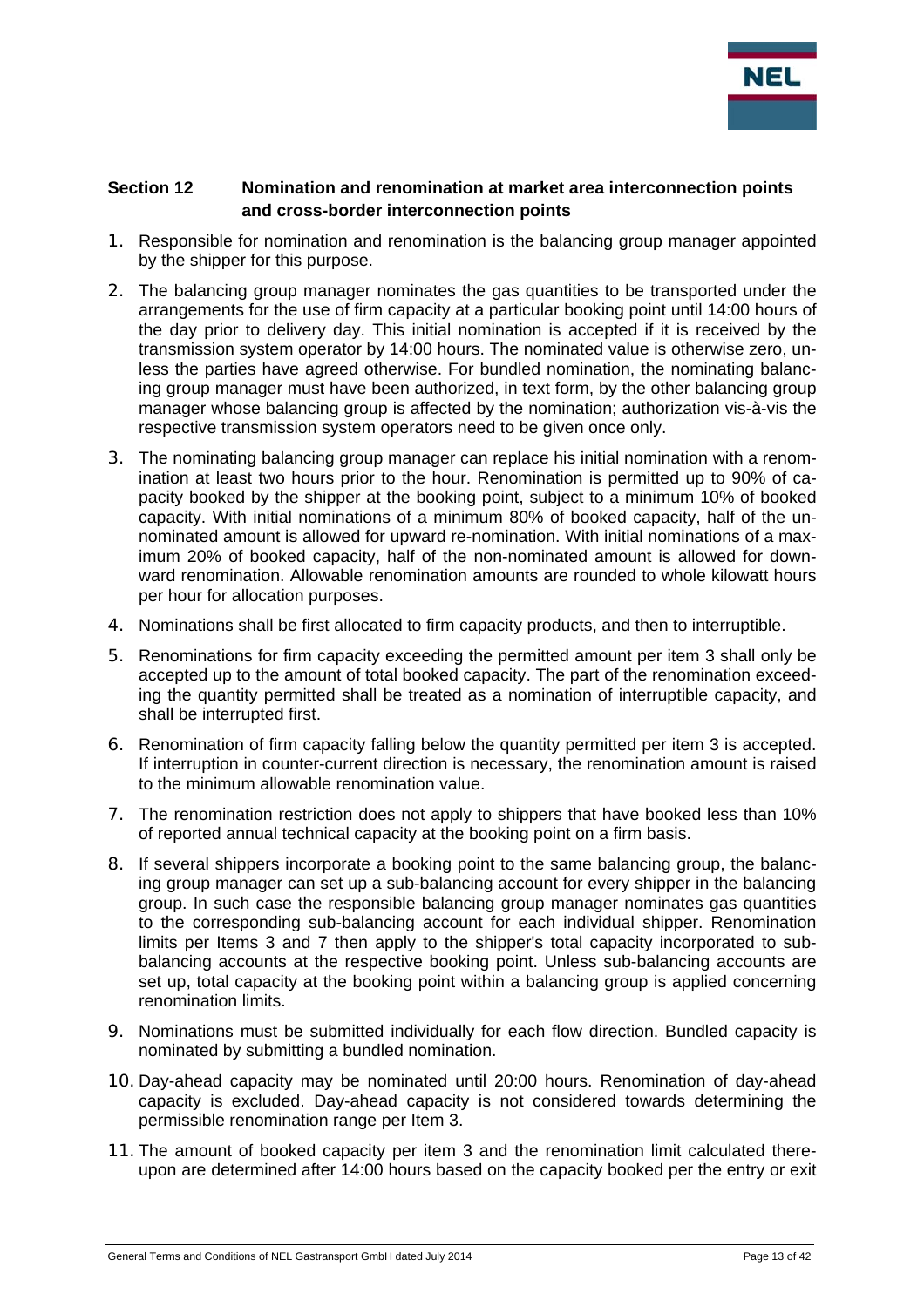## Section 12 Nomination and renomination at market area interconnection points and cross-border interconnection points

1. Responsible for nomination and renomination is the balancing group manager appointed by the shipper for this purpose.
2. The balancing group manager nominates the gas quantities to be transported under the arrangements for the use of firm capacity at a particular booking point until 14:00 hours of the day prior to delivery day. This initial nomination is accepted if it is received by the transmission system operator by 14:00 hours. The nominated value is otherwise zero, unless the parties have agreed otherwise. For bundled nomination, the nominating balancing group manager must have been authorized, in text form, by the other balancing group manager whose balancing group is affected by the nomination; authorization vis-à-vis the respective transmission system operators need to be given once only.
3. The nominating balancing group manager can replace his initial nomination with a renomination at least two hours prior to the hour. Renomination is permitted up to 90% of capacity booked by the shipper at the booking point, subject to a minimum 10% of booked capacity. With initial nominations of a minimum 80% of booked capacity, half of the unnominated amount is allowed for upward re-nomination. With initial nominations of a maximum 20% of booked capacity, half of the non-nominated amount is allowed for downward renomination. Allowable renomination amounts are rounded to whole kilowatt hours per hour for allocation purposes.
4. Nominations shall be first allocated to firm capacity products, and then to interruptible.
5. Renominations for firm capacity exceeding the permitted amount per item 3 shall only be accepted up to the amount of total booked capacity. The part of the renomination exceeding the quantity permitted shall be treated as a nomination of interruptible capacity, and shall be interrupted first.
6. Renomination of firm capacity falling below the quantity permitted per item 3 is accepted. If interruption in counter-current direction is necessary, the renomination amount is raised to the minimum allowable renomination value.
7. The renomination restriction does not apply to shippers that have booked less than 10% of reported annual technical capacity at the booking point on a firm basis.
8. If several shippers incorporate a booking point to the same balancing group, the balancing group manager can set up a sub-balancing account for every shipper in the balancing group. In such case the responsible balancing group manager nominates gas quantities to the corresponding sub-balancing account for each individual shipper. Renomination limits per Items 3 and 7 then apply to the shipper's total capacity incorporated to sub-balancing accounts at the respective booking point. Unless sub-balancing accounts are set up, total capacity at the booking point within a balancing group is applied concerning renomination limits.
9. Nominations must be submitted individually for each flow direction. Bundled capacity is nominated by submitting a bundled nomination.
10. Day-ahead capacity may be nominated until 20:00 hours. Renomination of day-ahead capacity is excluded. Day-ahead capacity is not considered towards determining the permissible renomination range per Item 3.
11. The amount of booked capacity per item 3 and the renomination limit calculated thereupon are determined after 14:00 hours based on the capacity booked per the entry or exit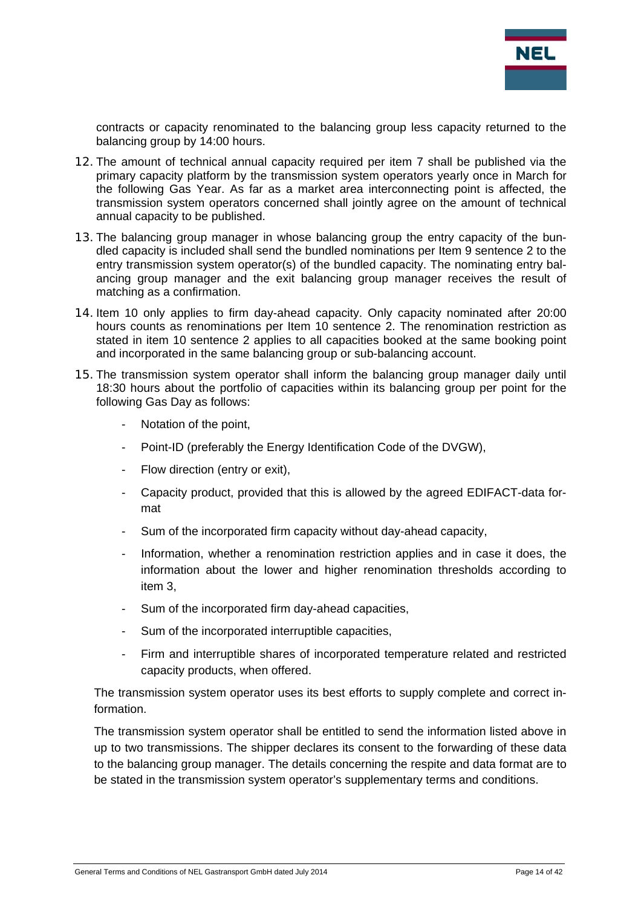contracts or capacity renominated to the balancing group less capacity returned to the balancing group by 14:00 hours.

12. The amount of technical annual capacity required per item 7 shall be published via the primary capacity platform by the transmission system operators yearly once in March for the following Gas Year. As far as a market area interconnecting point is affected, the transmission system operators concerned shall jointly agree on the amount of technical annual capacity to be published.
13. The balancing group manager in whose balancing group the entry capacity of the bundled capacity is included shall send the bundled nominations per Item 9 sentence 2 to the entry transmission system operator(s) of the bundled capacity. The nominating entry balancing group manager and the exit balancing group manager receives the result of matching as a confirmation.
14. Item 10 only applies to firm day-ahead capacity. Only capacity nominated after 20:00 hours counts as renominations per Item 10 sentence 2. The renomination restriction as stated in item 10 sentence 2 applies to all capacities booked at the same booking point and incorporated in the same balancing group or sub-balancing account.
15. The transmission system operator shall inform the balancing group manager daily until 18:30 hours about the portfolio of capacities within its balancing group per point for the following Gas Day as follows:
    - Notation of the point,
    - Point-ID (preferably the Energy Identification Code of the DVGW),
    - Flow direction (entry or exit),
    - Capacity product, provided that this is allowed by the agreed EDIFACT-data format
    - Sum of the incorporated firm capacity without day-ahead capacity,
    - Information, whether a renomination restriction applies and in case it does, the information about the lower and higher renomination thresholds according to item 3,
    - Sum of the incorporated firm day-ahead capacities,
    - Sum of the incorporated interruptible capacities,
    - Firm and interruptible shares of incorporated temperature related and restricted capacity products, when offered.

    The transmission system operator uses its best efforts to supply complete and correct information.

    The transmission system operator shall be entitled to send the information listed above in up to two transmissions. The shipper declares its consent to the forwarding of these data to the balancing group manager. The details concerning the respite and data format are to be stated in the transmission system operator's supplementary terms and conditions.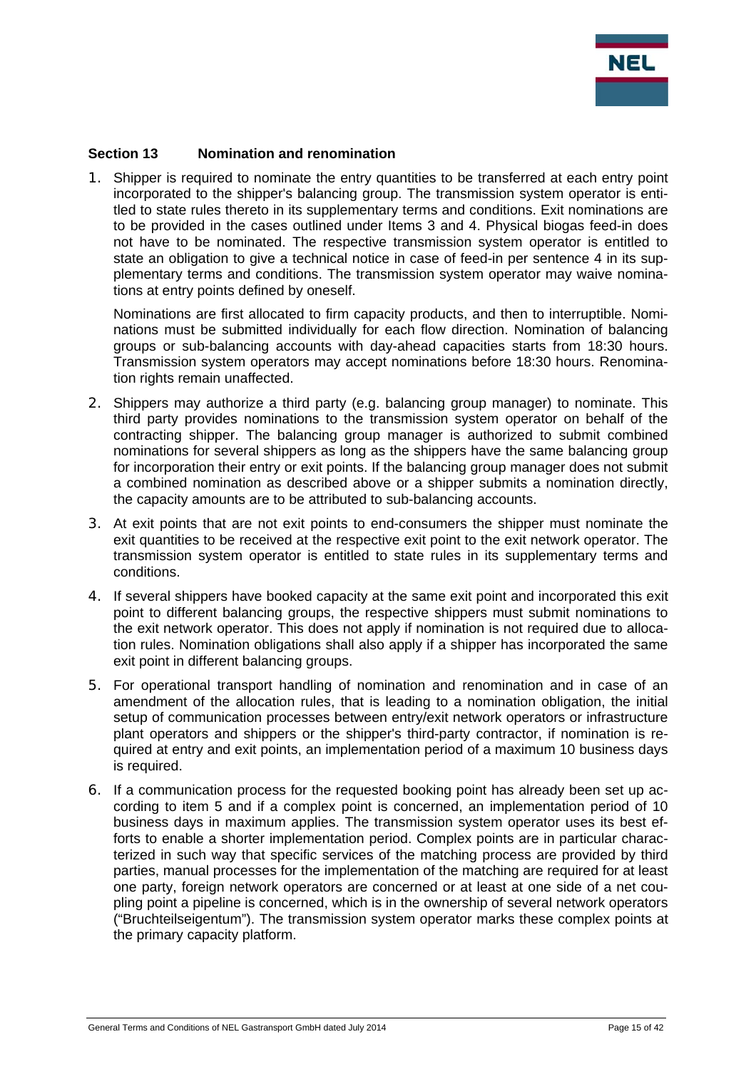## Section 13 Nomination and renomination

1. Shipper is required to nominate the entry quantities to be transferred at each entry point incorporated to the shipper's balancing group. The transmission system operator is entitled to state rules thereto in its supplementary terms and conditions. Exit nominations are to be provided in the cases outlined under Items 3 and 4. Physical biogas feed-in does not have to be nominated. The respective transmission system operator is entitled to state an obligation to give a technical notice in case of feed-in per sentence 4 in its supplementary terms and conditions. The transmission system operator may waive nominations at entry points defined by oneself.

   Nominations are first allocated to firm capacity products, and then to interruptible. Nominations must be submitted individually for each flow direction. Nomination of balancing groups or sub-balancing accounts with day-ahead capacities starts from 18:30 hours. Transmission system operators may accept nominations before 18:30 hours. Renomination rights remain unaffected.

2. Shippers may authorize a third party (e.g. balancing group manager) to nominate. This third party provides nominations to the transmission system operator on behalf of the contracting shipper. The balancing group manager is authorized to submit combined nominations for several shippers as long as the shippers have the same balancing group for incorporation their entry or exit points. If the balancing group manager does not submit a combined nomination as described above or a shipper submits a nomination directly, the capacity amounts are to be attributed to sub-balancing accounts.

3. At exit points that are not exit points to end-consumers the shipper must nominate the exit quantities to be received at the respective exit point to the exit network operator. The transmission system operator is entitled to state rules in its supplementary terms and conditions.

4. If several shippers have booked capacity at the same exit point and incorporated this exit point to different balancing groups, the respective shippers must submit nominations to the exit network operator. This does not apply if nomination is not required due to allocation rules. Nomination obligations shall also apply if a shipper has incorporated the same exit point in different balancing groups.

5. For operational transport handling of nomination and renomination and in case of an amendment of the allocation rules, that is leading to a nomination obligation, the initial setup of communication processes between entry/exit network operators or infrastructure plant operators and shippers or the shipper's third-party contractor, if nomination is required at entry and exit points, an implementation period of a maximum 10 business days is required.

6. If a communication process for the requested booking point has already been set up according to item 5 and if a complex point is concerned, an implementation period of 10 business days in maximum applies. The transmission system operator uses its best efforts to enable a shorter implementation period. Complex points are in particular characterized in such way that specific services of the matching process are provided by third parties, manual processes for the implementation of the matching are required for at least one party, foreign network operators are concerned or at least at one side of a net coupling point a pipeline is concerned, which is in the ownership of several network operators ("Bruchteilseigentum"). The transmission system operator marks these complex points at the primary capacity platform.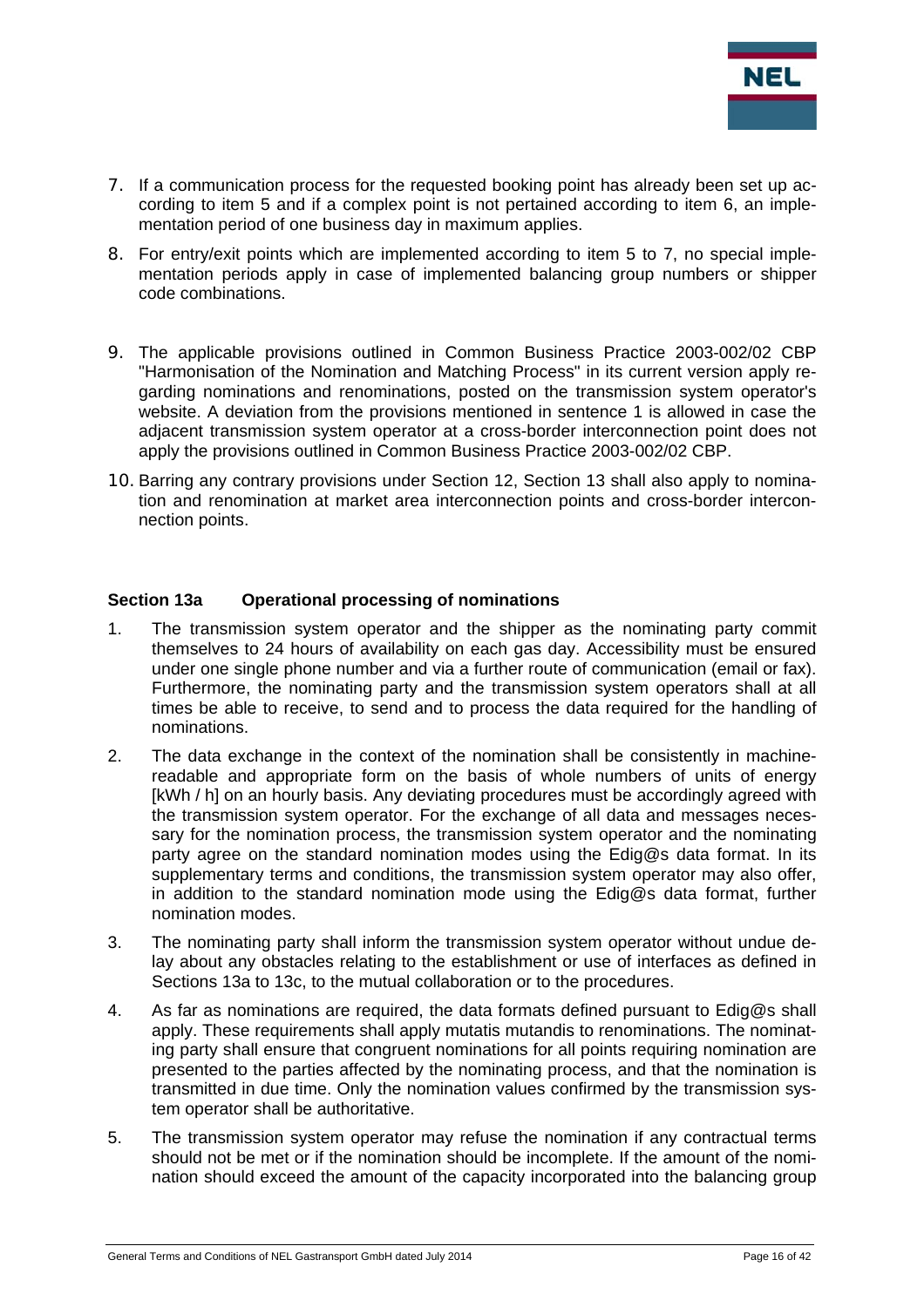7. If a communication process for the requested booking point has already been set up according to item 5 and if a complex point is not pertained according to item 6, an implementation period of one business day in maximum applies.

8. For entry/exit points which are implemented according to item 5 to 7, no special implementation periods apply in case of implemented balancing group numbers or shipper code combinations.

9. The applicable provisions outlined in Common Business Practice 2003-002/02 CBP "Harmonisation of the Nomination and Matching Process" in its current version apply regarding nominations and renominations, posted on the transmission system operator's website. A deviation from the provisions mentioned in sentence 1 is allowed in case the adjacent transmission system operator at a cross-border interconnection point does not apply the provisions outlined in Common Business Practice 2003-002/02 CBP.

10. Barring any contrary provisions under Section 12, Section 13 shall also apply to nomination and renomination at market area interconnection points and cross-border interconnection points.

### Section 13a Operational processing of nominations

1. The transmission system operator and the shipper as the nominating party commit themselves to 24 hours of availability on each gas day. Accessibility must be ensured under one single phone number and via a further route of communication (email or fax). Furthermore, the nominating party and the transmission system operators shall at all times be able to receive, to send and to process the data required for the handling of nominations.

2. The data exchange in the context of the nomination shall be consistently in machine-readable and appropriate form on the basis of whole numbers of units of energy [kWh / h] on an hourly basis. Any deviating procedures must be accordingly agreed with the transmission system operator. For the exchange of all data and messages necessary for the nomination process, the transmission system operator and the nominating party agree on the standard nomination modes using the Edig@s data format. In its supplementary terms and conditions, the transmission system operator may also offer, in addition to the standard nomination mode using the Edig@s data format, further nomination modes.

3. The nominating party shall inform the transmission system operator without undue delay about any obstacles relating to the establishment or use of interfaces as defined in Sections 13a to 13c, to the mutual collaboration or to the procedures.

4. As far as nominations are required, the data formats defined pursuant to Edig@s shall apply. These requirements shall apply mutatis mutandis to renominations. The nominating party shall ensure that congruent nominations for all points requiring nomination are presented to the parties affected by the nominating process, and that the nomination is transmitted in due time. Only the nomination values confirmed by the transmission system operator shall be authoritative.

5. The transmission system operator may refuse the nomination if any contractual terms should not be met or if the nomination should be incomplete. If the amount of the nomination should exceed the amount of the capacity incorporated into the balancing group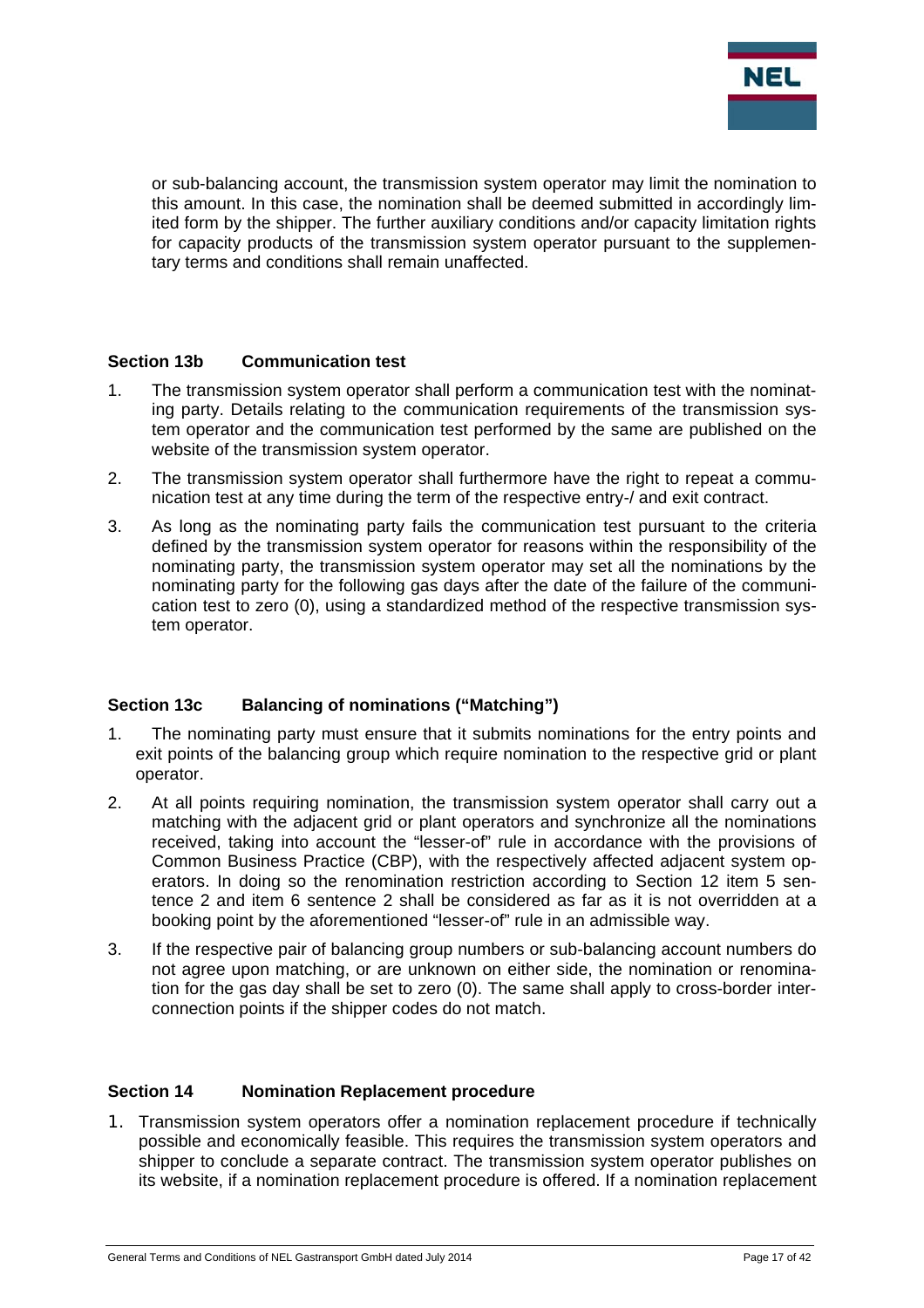or sub-balancing account, the transmission system operator may limit the nomination to this amount. In this case, the nomination shall be deemed submitted in accordingly limited form by the shipper. The further auxiliary conditions and/or capacity limitation rights for capacity products of the transmission system operator pursuant to the supplementary terms and conditions shall remain unaffected.

### Section 13b Communication test

1. The transmission system operator shall perform a communication test with the nominating party. Details relating to the communication requirements of the transmission system operator and the communication test performed by the same are published on the website of the transmission system operator.
2. The transmission system operator shall furthermore have the right to repeat a communication test at any time during the term of the respective entry-/ and exit contract.
3. As long as the nominating party fails the communication test pursuant to the criteria defined by the transmission system operator for reasons within the responsibility of the nominating party, the transmission system operator may set all the nominations by the nominating party for the following gas days after the date of the failure of the communication test to zero (0), using a standardized method of the respective transmission system operator.

### Section 13c Balancing of nominations ("Matching")

1. The nominating party must ensure that it submits nominations for the entry points and exit points of the balancing group which require nomination to the respective grid or plant operator.
2. At all points requiring nomination, the transmission system operator shall carry out a matching with the adjacent grid or plant operators and synchronize all the nominations received, taking into account the "lesser-of" rule in accordance with the provisions of Common Business Practice (CBP), with the respectively affected adjacent system operators. In doing so the renomination restriction according to Section 12 item 5 sentence 2 and item 6 sentence 2 shall be considered as far as it is not overridden at a booking point by the aforementioned "lesser-of" rule in an admissible way.
3. If the respective pair of balancing group numbers or sub-balancing account numbers do not agree upon matching, or are unknown on either side, the nomination or renomination for the gas day shall be set to zero (0). The same shall apply to cross-border interconnection points if the shipper codes do not match.

### Section 14 Nomination Replacement procedure

1. Transmission system operators offer a nomination replacement procedure if technically possible and economically feasible. This requires the transmission system operators and shipper to conclude a separate contract. The transmission system operator publishes on its website, if a nomination replacement procedure is offered. If a nomination replacement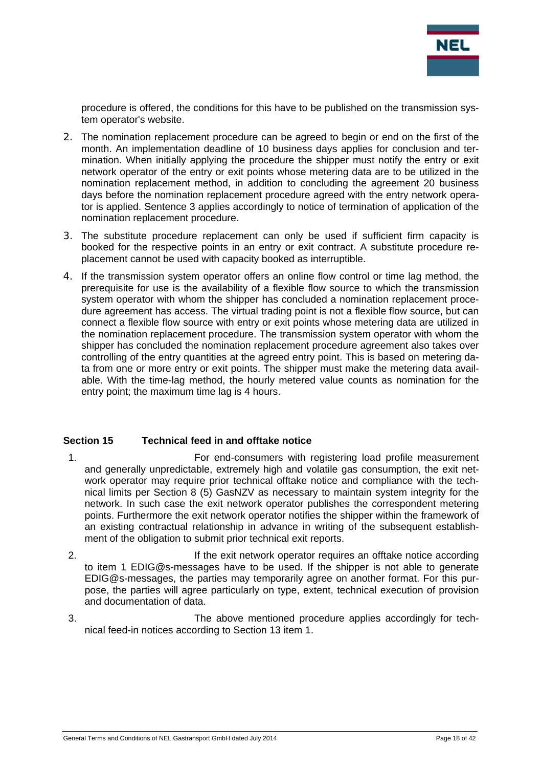procedure is offered, the conditions for this have to be published on the transmission system operator's website.

2. The nomination replacement procedure can be agreed to begin or end on the first of the month. An implementation deadline of 10 business days applies for conclusion and termination. When initially applying the procedure the shipper must notify the entry or exit network operator of the entry or exit points whose metering data are to be utilized in the nomination replacement method, in addition to concluding the agreement 20 business days before the nomination replacement procedure agreed with the entry network operator is applied. Sentence 3 applies accordingly to notice of termination of application of the nomination replacement procedure.

3. The substitute procedure replacement can only be used if sufficient firm capacity is booked for the respective points in an entry or exit contract. A substitute procedure replacement cannot be used with capacity booked as interruptible.

4. If the transmission system operator offers an online flow control or time lag method, the prerequisite for use is the availability of a flexible flow source to which the transmission system operator with whom the shipper has concluded a nomination replacement procedure agreement has access. The virtual trading point is not a flexible flow source, but can connect a flexible flow source with entry or exit points whose metering data are utilized in the nomination replacement procedure. The transmission system operator with whom the shipper has concluded the nomination replacement procedure agreement also takes over controlling of the entry quantities at the agreed entry point. This is based on metering data from one or more entry or exit points. The shipper must make the metering data available. With the time-lag method, the hourly metered value counts as nomination for the entry point; the maximum time lag is 4 hours.

## Section 15 Technical feed in and offtake notice

1. For end-consumers with registering load profile measurement and generally unpredictable, extremely high and volatile gas consumption, the exit network operator may require prior technical offtake notice and compliance with the technical limits per Section 8 (5) GasNZV as necessary to maintain system integrity for the network. In such case the exit network operator publishes the correspondent metering points. Furthermore the exit network operator notifies the shipper within the framework of an existing contractual relationship in advance in writing of the subsequent establishment of the obligation to submit prior technical exit reports.

2. If the exit network operator requires an offtake notice according to item 1 EDIG@s-messages have to be used. If the shipper is not able to generate EDIG@s-messages, the parties may temporarily agree on another format. For this purpose, the parties will agree particularly on type, extent, technical execution of provision and documentation of data.

3. The above mentioned procedure applies accordingly for technical feed-in notices according to Section 13 item 1.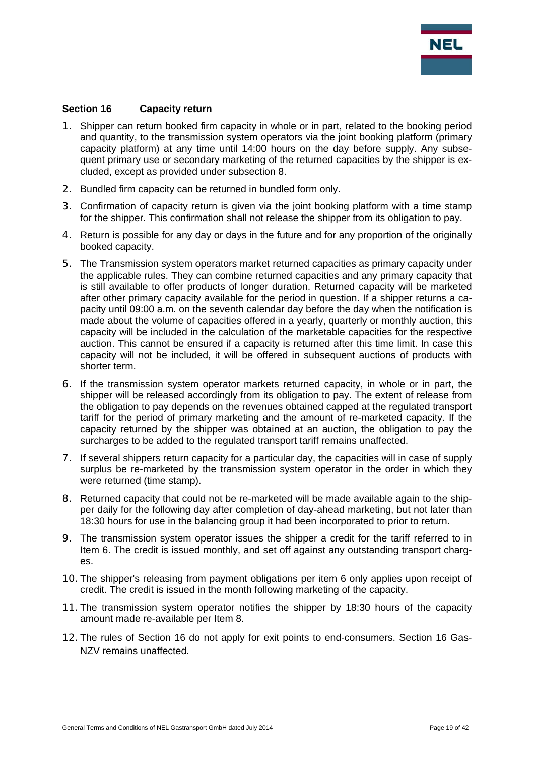## Section 16 Capacity return

1. Shipper can return booked firm capacity in whole or in part, related to the booking period and quantity, to the transmission system operators via the joint booking platform (primary capacity platform) at any time until 14:00 hours on the day before supply. Any subsequent primary use or secondary marketing of the returned capacities by the shipper is excluded, except as provided under subsection 8.
2. Bundled firm capacity can be returned in bundled form only.
3. Confirmation of capacity return is given via the joint booking platform with a time stamp for the shipper. This confirmation shall not release the shipper from its obligation to pay.
4. Return is possible for any day or days in the future and for any proportion of the originally booked capacity.
5. The Transmission system operators market returned capacities as primary capacity under the applicable rules. They can combine returned capacities and any primary capacity that is still available to offer products of longer duration. Returned capacity will be marketed after other primary capacity available for the period in question. If a shipper returns a capacity until 09:00 a.m. on the seventh calendar day before the day when the notification is made about the volume of capacities offered in a yearly, quarterly or monthly auction, this capacity will be included in the calculation of the marketable capacities for the respective auction. This cannot be ensured if a capacity is returned after this time limit. In case this capacity will not be included, it will be offered in subsequent auctions of products with shorter term.
6. If the transmission system operator markets returned capacity, in whole or in part, the shipper will be released accordingly from its obligation to pay. The extent of release from the obligation to pay depends on the revenues obtained capped at the regulated transport tariff for the period of primary marketing and the amount of re-marketed capacity. If the capacity returned by the shipper was obtained at an auction, the obligation to pay the surcharges to be added to the regulated transport tariff remains unaffected.
7. If several shippers return capacity for a particular day, the capacities will in case of supply surplus be re-marketed by the transmission system operator in the order in which they were returned (time stamp).
8. Returned capacity that could not be re-marketed will be made available again to the shipper daily for the following day after completion of day-ahead marketing, but not later than 18:30 hours for use in the balancing group it had been incorporated to prior to return.
9. The transmission system operator issues the shipper a credit for the tariff referred to in Item 6. The credit is issued monthly, and set off against any outstanding transport charges.
10. The shipper's releasing from payment obligations per item 6 only applies upon receipt of credit. The credit is issued in the month following marketing of the capacity.
11. The transmission system operator notifies the shipper by 18:30 hours of the capacity amount made re-available per Item 8.
12. The rules of Section 16 do not apply for exit points to end-consumers. Section 16 GasNZV remains unaffected.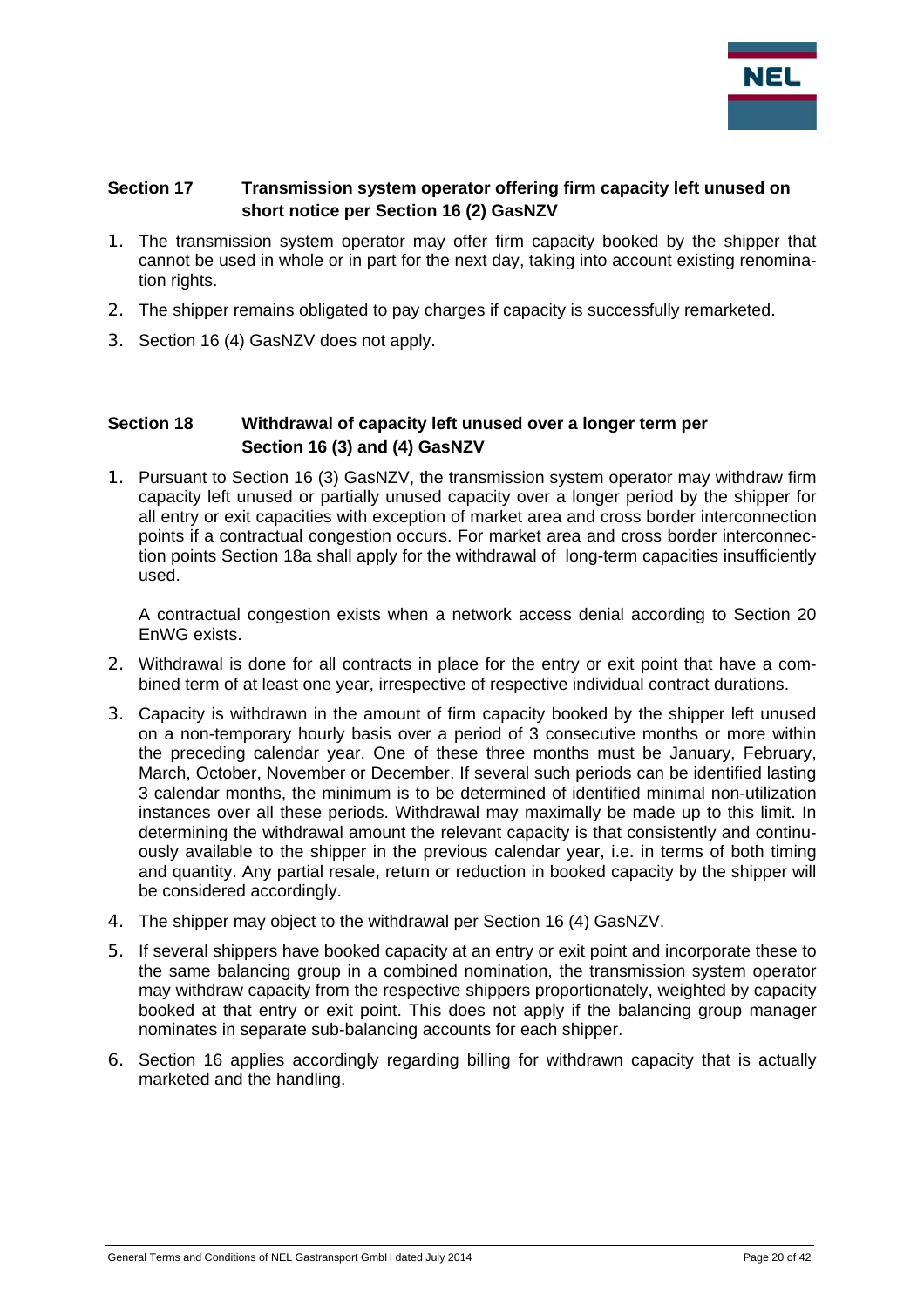## Section 17 Transmission system operator offering firm capacity left unused on short notice per Section 16 (2) GasNZV

1. The transmission system operator may offer firm capacity booked by the shipper that cannot be used in whole or in part for the next day, taking into account existing renomination rights.
2. The shipper remains obligated to pay charges if capacity is successfully remarketed.
3. Section 16 (4) GasNZV does not apply.

## Section 18 Withdrawal of capacity left unused over a longer term per Section 16 (3) and (4) GasNZV

1. Pursuant to Section 16 (3) GasNZV, the transmission system operator may withdraw firm capacity left unused or partially unused capacity over a longer period by the shipper for all entry or exit capacities with exception of market area and cross border interconnection points if a contractual congestion occurs. For market area and cross border interconnection points Section 18a shall apply for the withdrawal of long-term capacities insufficiently used.

   A contractual congestion exists when a network access denial according to Section 20 EnWG exists.

2. Withdrawal is done for all contracts in place for the entry or exit point that have a combined term of at least one year, irrespective of respective individual contract durations.
3. Capacity is withdrawn in the amount of firm capacity booked by the shipper left unused on a non-temporary hourly basis over a period of 3 consecutive months or more within the preceding calendar year. One of these three months must be January, February, March, October, November or December. If several such periods can be identified lasting 3 calendar months, the minimum is to be determined of identified minimal non-utilization instances over all these periods. Withdrawal may maximally be made up to this limit. In determining the withdrawal amount the relevant capacity is that consistently and continuously available to the shipper in the previous calendar year, i.e. in terms of both timing and quantity. Any partial resale, return or reduction in booked capacity by the shipper will be considered accordingly.
4. The shipper may object to the withdrawal per Section 16 (4) GasNZV.
5. If several shippers have booked capacity at an entry or exit point and incorporate these to the same balancing group in a combined nomination, the transmission system operator may withdraw capacity from the respective shippers proportionately, weighted by capacity booked at that entry or exit point. This does not apply if the balancing group manager nominates in separate sub-balancing accounts for each shipper.
6. Section 16 applies accordingly regarding billing for withdrawn capacity that is actually marketed and the handling.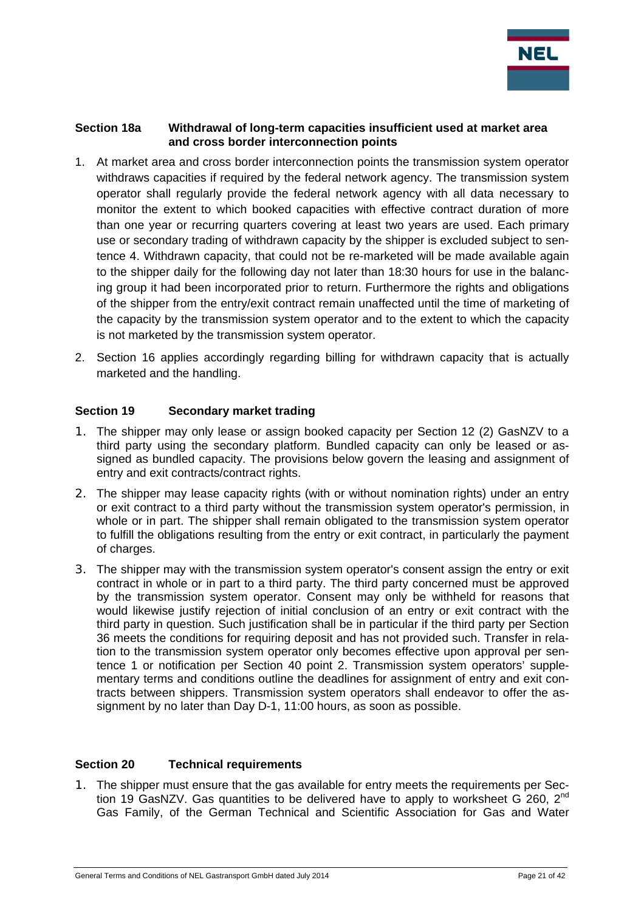## Section 18a Withdrawal of long-term capacities insufficient used at market area and cross border interconnection points

1. At market area and cross border interconnection points the transmission system operator withdraws capacities if required by the federal network agency. The transmission system operator shall regularly provide the federal network agency with all data necessary to monitor the extent to which booked capacities with effective contract duration of more than one year or recurring quarters covering at least two years are used. Each primary use or secondary trading of withdrawn capacity by the shipper is excluded subject to sentence 4. Withdrawn capacity, that could not be re-marketed will be made available again to the shipper daily for the following day not later than 18:30 hours for use in the balancing group it had been incorporated prior to return. Furthermore the rights and obligations of the shipper from the entry/exit contract remain unaffected until the time of marketing of the capacity by the transmission system operator and to the extent to which the capacity is not marketed by the transmission system operator.
2. Section 16 applies accordingly regarding billing for withdrawn capacity that is actually marketed and the handling.

## Section 19 Secondary market trading

1. The shipper may only lease or assign booked capacity per Section 12 (2) GasNZV to a third party using the secondary platform. Bundled capacity can only be leased or assigned as bundled capacity. The provisions below govern the leasing and assignment of entry and exit contracts/contract rights.
2. The shipper may lease capacity rights (with or without nomination rights) under an entry or exit contract to a third party without the transmission system operator's permission, in whole or in part. The shipper shall remain obligated to the transmission system operator to fulfill the obligations resulting from the entry or exit contract, in particularly the payment of charges.
3. The shipper may with the transmission system operator's consent assign the entry or exit contract in whole or in part to a third party. The third party concerned must be approved by the transmission system operator. Consent may only be withheld for reasons that would likewise justify rejection of initial conclusion of an entry or exit contract with the third party in question. Such justification shall be in particular if the third party per Section 36 meets the conditions for requiring deposit and has not provided such. Transfer in relation to the transmission system operator only becomes effective upon approval per sentence 1 or notification per Section 40 point 2. Transmission system operators' supplementary terms and conditions outline the deadlines for assignment of entry and exit contracts between shippers. Transmission system operators shall endeavor to offer the assignment by no later than Day D-1, 11:00 hours, as soon as possible.

## Section 20 Technical requirements

1. The shipper must ensure that the gas available for entry meets the requirements per Section 19 GasNZV. Gas quantities to be delivered have to apply to worksheet G 260, 2nd Gas Family, of the German Technical and Scientific Association for Gas and Water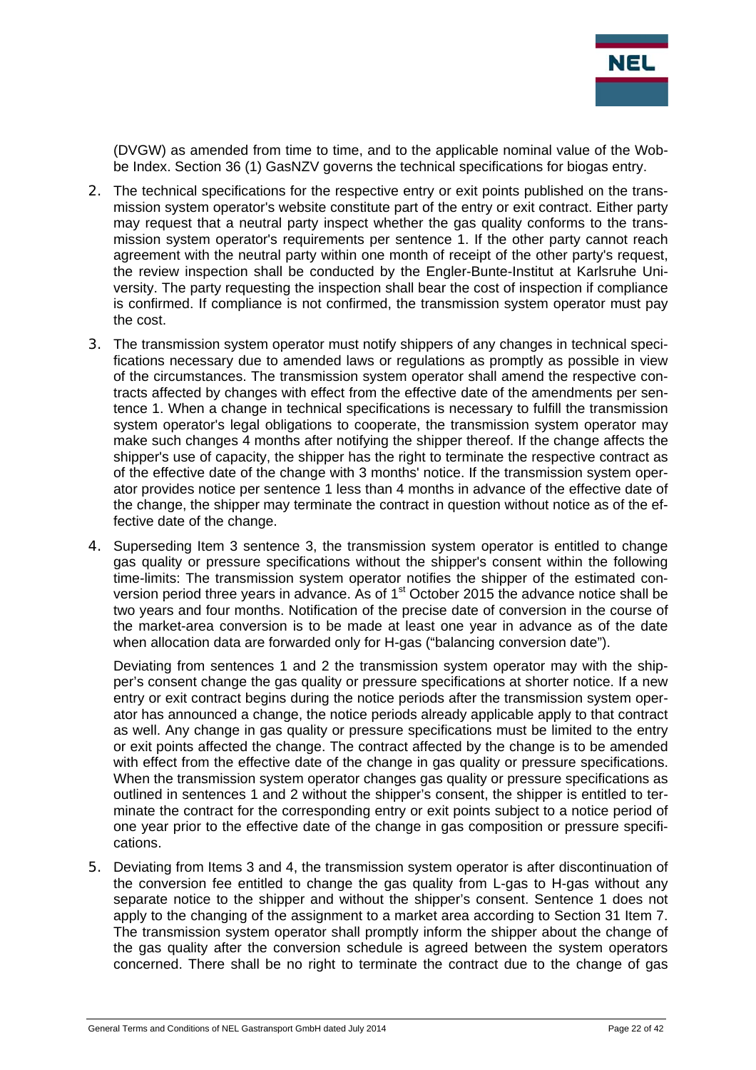(DVGW) as amended from time to time, and to the applicable nominal value of the Wobbe Index. Section 36 (1) GasNZV governs the technical specifications for biogas entry.

2. The technical specifications for the respective entry or exit points published on the transmission system operator's website constitute part of the entry or exit contract. Either party may request that a neutral party inspect whether the gas quality conforms to the transmission system operator's requirements per sentence 1. If the other party cannot reach agreement with the neutral party within one month of receipt of the other party's request, the review inspection shall be conducted by the Engler-Bunte-Institut at Karlsruhe University. The party requesting the inspection shall bear the cost of inspection if compliance is confirmed. If compliance is not confirmed, the transmission system operator must pay the cost.

3. The transmission system operator must notify shippers of any changes in technical specifications necessary due to amended laws or regulations as promptly as possible in view of the circumstances. The transmission system operator shall amend the respective contracts affected by changes with effect from the effective date of the amendments per sentence 1. When a change in technical specifications is necessary to fulfill the transmission system operator's legal obligations to cooperate, the transmission system operator may make such changes 4 months after notifying the shipper thereof. If the change affects the shipper's use of capacity, the shipper has the right to terminate the respective contract as of the effective date of the change with 3 months' notice. If the transmission system operator provides notice per sentence 1 less than 4 months in advance of the effective date of the change, the shipper may terminate the contract in question without notice as of the effective date of the change.

4. Superseding Item 3 sentence 3, the transmission system operator is entitled to change gas quality or pressure specifications without the shipper's consent within the following time-limits: The transmission system operator notifies the shipper of the estimated conversion period three years in advance. As of 1st October 2015 the advance notice shall be two years and four months. Notification of the precise date of conversion in the course of the market-area conversion is to be made at least one year in advance as of the date when allocation data are forwarded only for H-gas ("balancing conversion date").

   Deviating from sentences 1 and 2 the transmission system operator may with the shipper's consent change the gas quality or pressure specifications at shorter notice. If a new entry or exit contract begins during the notice periods after the transmission system operator has announced a change, the notice periods already applicable apply to that contract as well. Any change in gas quality or pressure specifications must be limited to the entry or exit points affected the change. The contract affected by the change is to be amended with effect from the effective date of the change in gas quality or pressure specifications. When the transmission system operator changes gas quality or pressure specifications as outlined in sentences 1 and 2 without the shipper's consent, the shipper is entitled to terminate the contract for the corresponding entry or exit points subject to a notice period of one year prior to the effective date of the change in gas composition or pressure specifications.

5. Deviating from Items 3 and 4, the transmission system operator is after discontinuation of the conversion fee entitled to change the gas quality from L-gas to H-gas without any separate notice to the shipper and without the shipper's consent. Sentence 1 does not apply to the changing of the assignment to a market area according to Section 31 Item 7. The transmission system operator shall promptly inform the shipper about the change of the gas quality after the conversion schedule is agreed between the system operators concerned. There shall be no right to terminate the contract due to the change of gas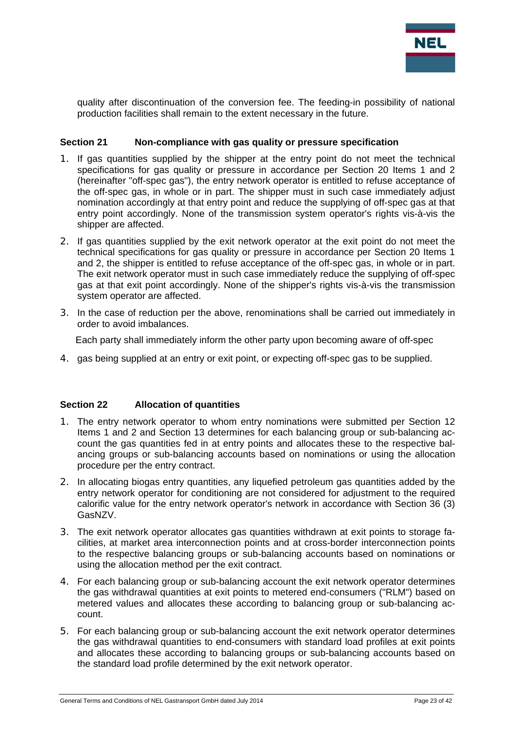quality after discontinuation of the conversion fee. The feeding-in possibility of national production facilities shall remain to the extent necessary in the future.

### Section 21 Non-compliance with gas quality or pressure specification

1. If gas quantities supplied by the shipper at the entry point do not meet the technical specifications for gas quality or pressure in accordance per Section 20 Items 1 and 2 (hereinafter "off-spec gas"), the entry network operator is entitled to refuse acceptance of the off-spec gas, in whole or in part. The shipper must in such case immediately adjust nomination accordingly at that entry point and reduce the supplying of off-spec gas at that entry point accordingly. None of the transmission system operator's rights vis-à-vis the shipper are affected.
2. If gas quantities supplied by the exit network operator at the exit point do not meet the technical specifications for gas quality or pressure in accordance per Section 20 Items 1 and 2, the shipper is entitled to refuse acceptance of the off-spec gas, in whole or in part. The exit network operator must in such case immediately reduce the supplying of off-spec gas at that exit point accordingly. None of the shipper's rights vis-à-vis the transmission system operator are affected.
3. In the case of reduction per the above, renominations shall be carried out immediately in order to avoid imbalances.

   Each party shall immediately inform the other party upon becoming aware of off-spec

4. gas being supplied at an entry or exit point, or expecting off-spec gas to be supplied.

### Section 22 Allocation of quantities

1. The entry network operator to whom entry nominations were submitted per Section 12 Items 1 and 2 and Section 13 determines for each balancing group or sub-balancing account the gas quantities fed in at entry points and allocates these to the respective balancing groups or sub-balancing accounts based on nominations or using the allocation procedure per the entry contract.
2. In allocating biogas entry quantities, any liquefied petroleum gas quantities added by the entry network operator for conditioning are not considered for adjustment to the required calorific value for the entry network operator's network in accordance with Section 36 (3) GasNZV.
3. The exit network operator allocates gas quantities withdrawn at exit points to storage facilities, at market area interconnection points and at cross-border interconnection points to the respective balancing groups or sub-balancing accounts based on nominations or using the allocation method per the exit contract.
4. For each balancing group or sub-balancing account the exit network operator determines the gas withdrawal quantities at exit points to metered end-consumers ("RLM") based on metered values and allocates these according to balancing group or sub-balancing account.
5. For each balancing group or sub-balancing account the exit network operator determines the gas withdrawal quantities to end-consumers with standard load profiles at exit points and allocates these according to balancing groups or sub-balancing accounts based on the standard load profile determined by the exit network operator.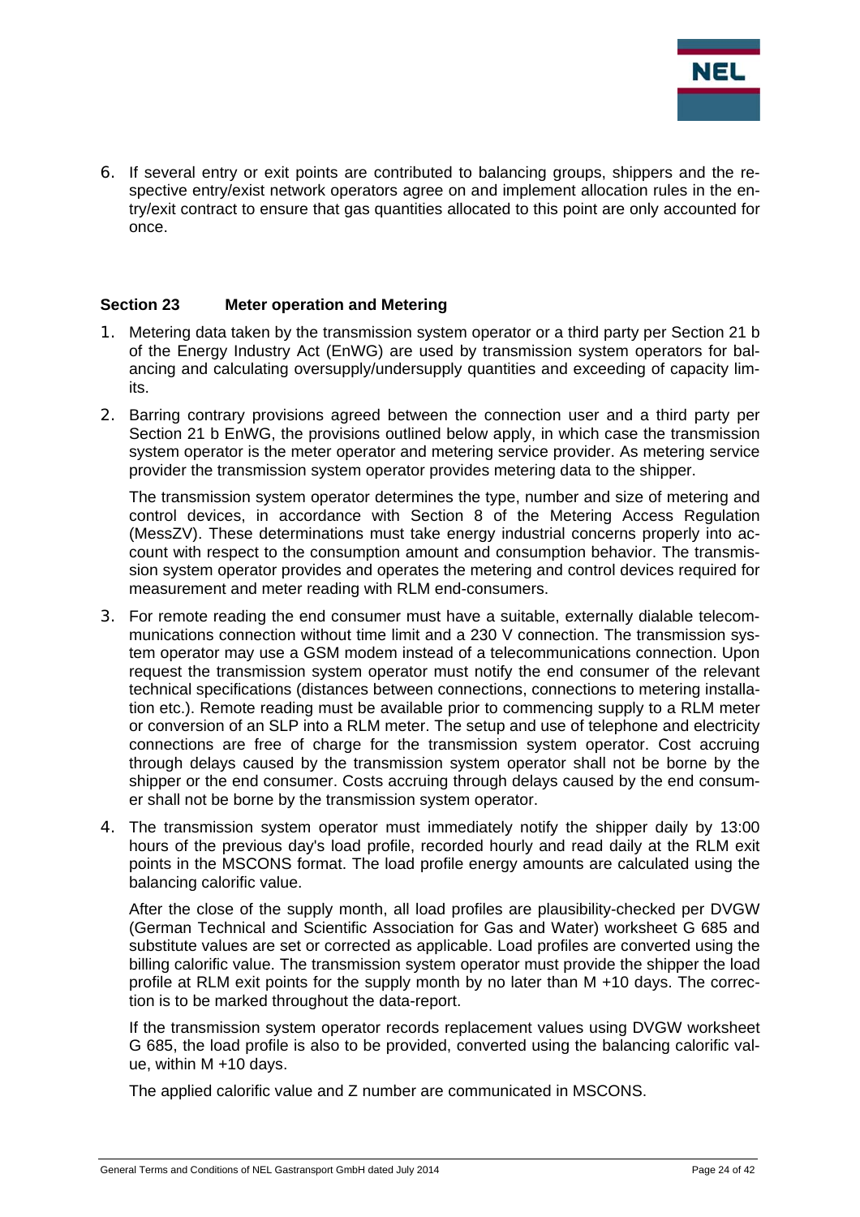6. If several entry or exit points are contributed to balancing groups, shippers and the respective entry/exist network operators agree on and implement allocation rules in the entry/exit contract to ensure that gas quantities allocated to this point are only accounted for once.

## Section 23 Meter operation and Metering

1. Metering data taken by the transmission system operator or a third party per Section 21 b of the Energy Industry Act (EnWG) are used by transmission system operators for balancing and calculating oversupply/undersupply quantities and exceeding of capacity limits.

2. Barring contrary provisions agreed between the connection user and a third party per Section 21 b EnWG, the provisions outlined below apply, in which case the transmission system operator is the meter operator and metering service provider. As metering service provider the transmission system operator provides metering data to the shipper.

   The transmission system operator determines the type, number and size of metering and control devices, in accordance with Section 8 of the Metering Access Regulation (MessZV). These determinations must take energy industrial concerns properly into account with respect to the consumption amount and consumption behavior. The transmission system operator provides and operates the metering and control devices required for measurement and meter reading with RLM end-consumers.

3. For remote reading the end consumer must have a suitable, externally dialable telecommunications connection without time limit and a 230 V connection. The transmission system operator may use a GSM modem instead of a telecommunications connection. Upon request the transmission system operator must notify the end consumer of the relevant technical specifications (distances between connections, connections to metering installation etc.). Remote reading must be available prior to commencing supply to a RLM meter or conversion of an SLP into a RLM meter. The setup and use of telephone and electricity connections are free of charge for the transmission system operator. Cost accruing through delays caused by the transmission system operator shall not be borne by the shipper or the end consumer. Costs accruing through delays caused by the end consumer shall not be borne by the transmission system operator.

4. The transmission system operator must immediately notify the shipper daily by 13:00 hours of the previous day's load profile, recorded hourly and read daily at the RLM exit points in the MSCONS format. The load profile energy amounts are calculated using the balancing calorific value.

   After the close of the supply month, all load profiles are plausibility-checked per DVGW (German Technical and Scientific Association for Gas and Water) worksheet G 685 and substitute values are set or corrected as applicable. Load profiles are converted using the billing calorific value. The transmission system operator must provide the shipper the load profile at RLM exit points for the supply month by no later than M +10 days. The correction is to be marked throughout the data-report.

   If the transmission system operator records replacement values using DVGW worksheet G 685, the load profile is also to be provided, converted using the balancing calorific value, within M +10 days.

   The applied calorific value and Z number are communicated in MSCONS.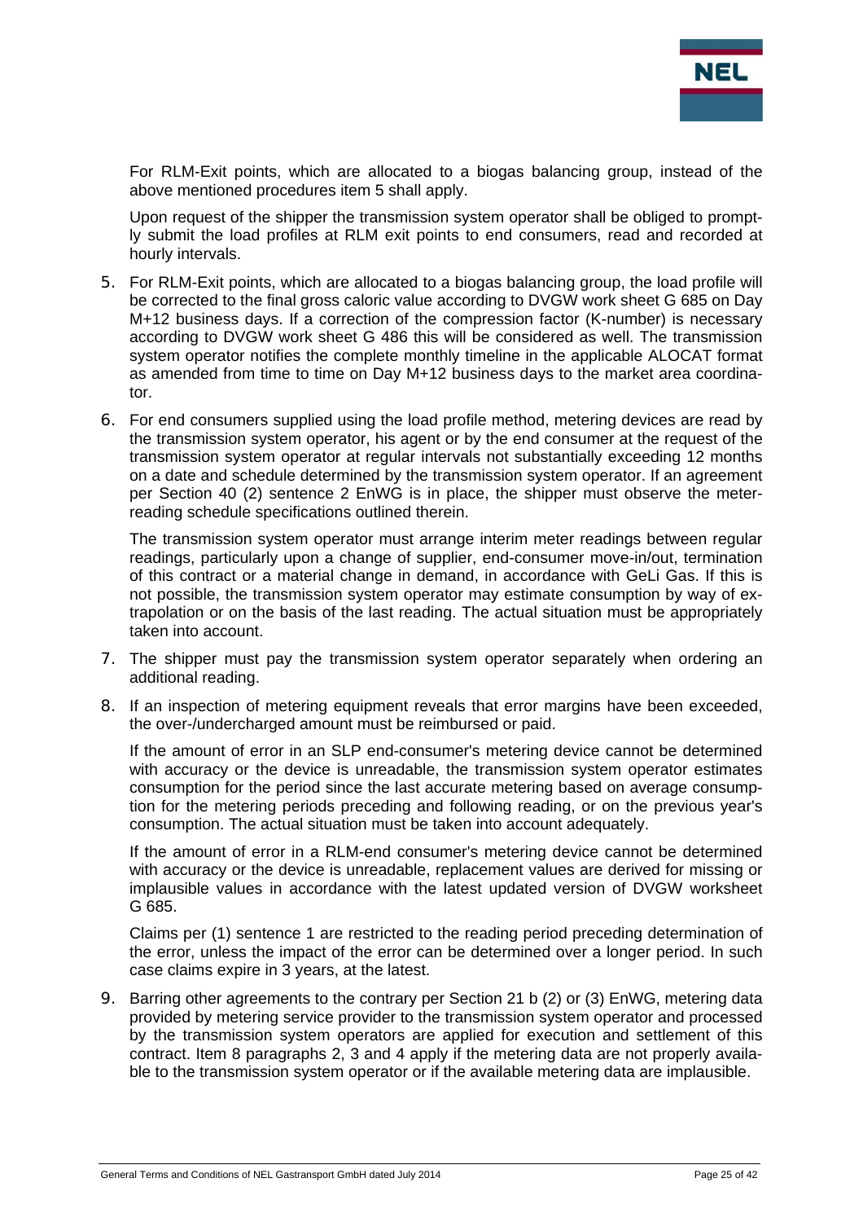For RLM-Exit points, which are allocated to a biogas balancing group, instead of the above mentioned procedures item 5 shall apply.

Upon request of the shipper the transmission system operator shall be obliged to promptly submit the load profiles at RLM exit points to end consumers, read and recorded at hourly intervals.

5. For RLM-Exit points, which are allocated to a biogas balancing group, the load profile will be corrected to the final gross caloric value according to DVGW work sheet G 685 on Day M+12 business days. If a correction of the compression factor (K-number) is necessary according to DVGW work sheet G 486 this will be considered as well. The transmission system operator notifies the complete monthly timeline in the applicable ALOCAT format as amended from time to time on Day M+12 business days to the market area coordinator.

6. For end consumers supplied using the load profile method, metering devices are read by the transmission system operator, his agent or by the end consumer at the request of the transmission system operator at regular intervals not substantially exceeding 12 months on a date and schedule determined by the transmission system operator. If an agreement per Section 40 (2) sentence 2 EnWG is in place, the shipper must observe the meter-reading schedule specifications outlined therein.

   The transmission system operator must arrange interim meter readings between regular readings, particularly upon a change of supplier, end-consumer move-in/out, termination of this contract or a material change in demand, in accordance with GeLi Gas. If this is not possible, the transmission system operator may estimate consumption by way of extrapolation or on the basis of the last reading. The actual situation must be appropriately taken into account.

7. The shipper must pay the transmission system operator separately when ordering an additional reading.

8. If an inspection of metering equipment reveals that error margins have been exceeded, the over-/undercharged amount must be reimbursed or paid.

   If the amount of error in an SLP end-consumer's metering device cannot be determined with accuracy or the device is unreadable, the transmission system operator estimates consumption for the period since the last accurate metering based on average consumption for the metering periods preceding and following reading, or on the previous year's consumption. The actual situation must be taken into account adequately.

   If the amount of error in a RLM-end consumer's metering device cannot be determined with accuracy or the device is unreadable, replacement values are derived for missing or implausible values in accordance with the latest updated version of DVGW worksheet G 685.

   Claims per (1) sentence 1 are restricted to the reading period preceding determination of the error, unless the impact of the error can be determined over a longer period. In such case claims expire in 3 years, at the latest.

9. Barring other agreements to the contrary per Section 21 b (2) or (3) EnWG, metering data provided by metering service provider to the transmission system operator and processed by the transmission system operators are applied for execution and settlement of this contract. Item 8 paragraphs 2, 3 and 4 apply if the metering data are not properly available to the transmission system operator or if the available metering data are implausible.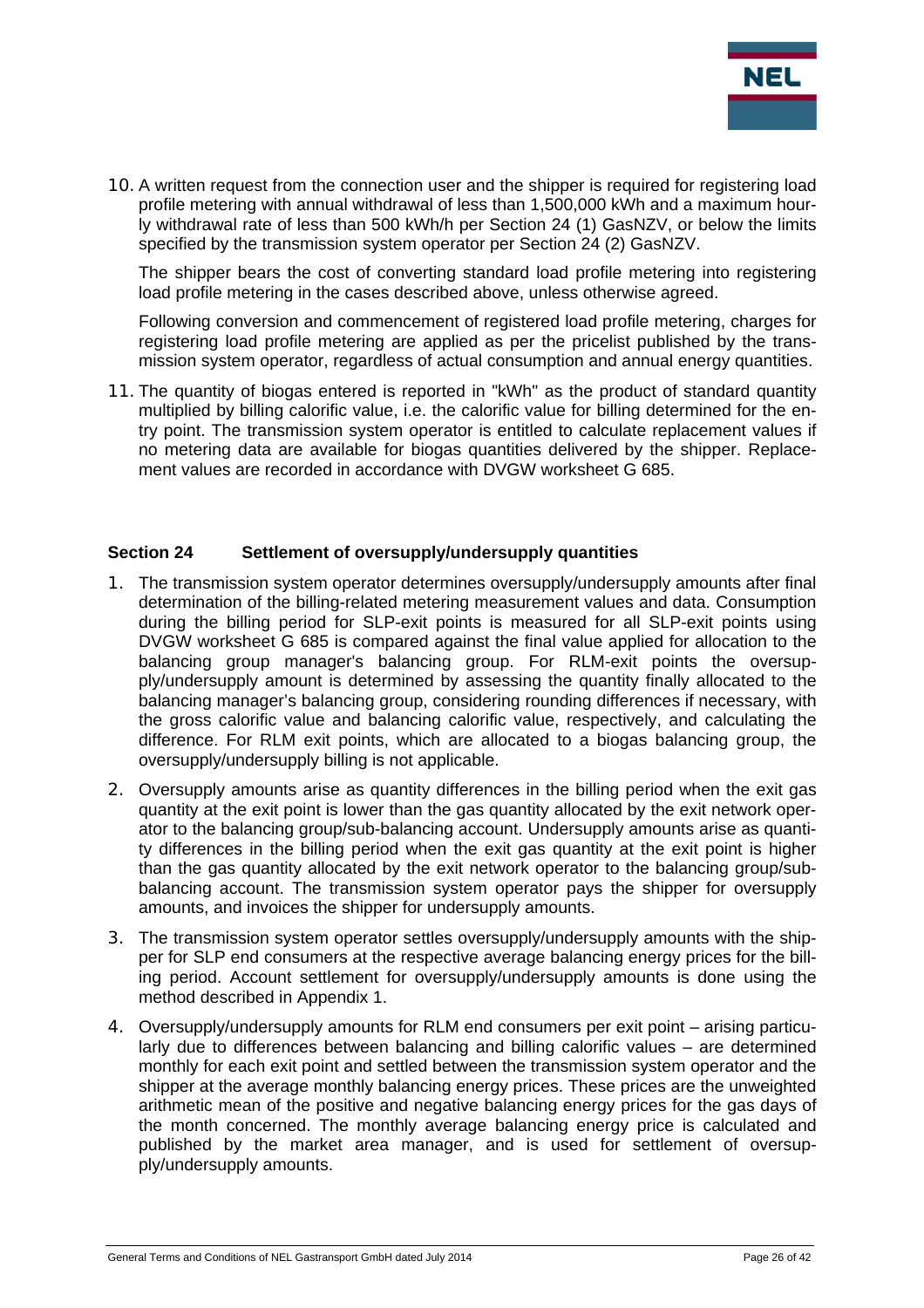10. A written request from the connection user and the shipper is required for registering load profile metering with annual withdrawal of less than 1,500,000 kWh and a maximum hourly withdrawal rate of less than 500 kWh/h per Section 24 (1) GasNZV, or below the limits specified by the transmission system operator per Section 24 (2) GasNZV.

    The shipper bears the cost of converting standard load profile metering into registering load profile metering in the cases described above, unless otherwise agreed.

    Following conversion and commencement of registered load profile metering, charges for registering load profile metering are applied as per the pricelist published by the transmission system operator, regardless of actual consumption and annual energy quantities.

11. The quantity of biogas entered is reported in "kWh" as the product of standard quantity multiplied by billing calorific value, i.e. the calorific value for billing determined for the entry point. The transmission system operator is entitled to calculate replacement values if no metering data are available for biogas quantities delivered by the shipper. Replacement values are recorded in accordance with DVGW worksheet G 685.

## Section 24 Settlement of oversupply/undersupply quantities

1. The transmission system operator determines oversupply/undersupply amounts after final determination of the billing-related metering measurement values and data. Consumption during the billing period for SLP-exit points is measured for all SLP-exit points using DVGW worksheet G 685 is compared against the final value applied for allocation to the balancing group manager's balancing group. For RLM-exit points the oversupply/undersupply amount is determined by assessing the quantity finally allocated to the balancing manager's balancing group, considering rounding differences if necessary, with the gross calorific value and balancing calorific value, respectively, and calculating the difference. For RLM exit points, which are allocated to a biogas balancing group, the oversupply/undersupply billing is not applicable.

2. Oversupply amounts arise as quantity differences in the billing period when the exit gas quantity at the exit point is lower than the gas quantity allocated by the exit network operator to the balancing group/sub-balancing account. Undersupply amounts arise as quantity differences in the billing period when the exit gas quantity at the exit point is higher than the gas quantity allocated by the exit network operator to the balancing group/sub-balancing account. The transmission system operator pays the shipper for oversupply amounts, and invoices the shipper for undersupply amounts.

3. The transmission system operator settles oversupply/undersupply amounts with the shipper for SLP end consumers at the respective average balancing energy prices for the billing period. Account settlement for oversupply/undersupply amounts is done using the method described in Appendix 1.

4. Oversupply/undersupply amounts for RLM end consumers per exit point – arising particularly due to differences between balancing and billing calorific values – are determined monthly for each exit point and settled between the transmission system operator and the shipper at the average monthly balancing energy prices. These prices are the unweighted arithmetic mean of the positive and negative balancing energy prices for the gas days of the month concerned. The monthly average balancing energy price is calculated and published by the market area manager, and is used for settlement of oversupply/undersupply amounts.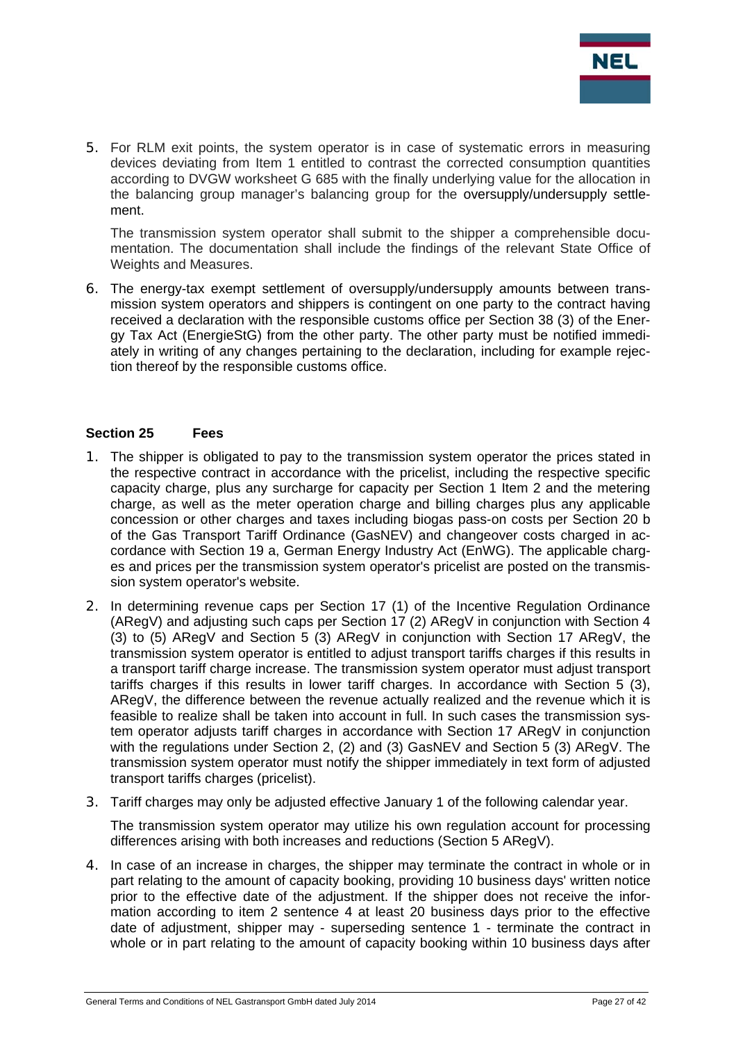5. For RLM exit points, the system operator is in case of systematic errors in measuring devices deviating from Item 1 entitled to contrast the corrected consumption quantities according to DVGW worksheet G 685 with the finally underlying value for the allocation in the balancing group manager's balancing group for the oversupply/undersupply settlement.

   The transmission system operator shall submit to the shipper a comprehensible documentation. The documentation shall include the findings of the relevant State Office of Weights and Measures.

6. The energy-tax exempt settlement of oversupply/undersupply amounts between transmission system operators and shippers is contingent on one party to the contract having received a declaration with the responsible customs office per Section 38 (3) of the Energy Tax Act (EnergieStG) from the other party. The other party must be notified immediately in writing of any changes pertaining to the declaration, including for example rejection thereof by the responsible customs office.

## Section 25 Fees

1. The shipper is obligated to pay to the transmission system operator the prices stated in the respective contract in accordance with the pricelist, including the respective specific capacity charge, plus any surcharge for capacity per Section 1 Item 2 and the metering charge, as well as the meter operation charge and billing charges plus any applicable concession or other charges and taxes including biogas pass-on costs per Section 20 b of the Gas Transport Tariff Ordinance (GasNEV) and changeover costs charged in accordance with Section 19 a, German Energy Industry Act (EnWG). The applicable charges and prices per the transmission system operator's pricelist are posted on the transmission system operator's website.

2. In determining revenue caps per Section 17 (1) of the Incentive Regulation Ordinance (ARegV) and adjusting such caps per Section 17 (2) ARegV in conjunction with Section 4 (3) to (5) ARegV and Section 5 (3) ARegV in conjunction with Section 17 ARegV, the transmission system operator is entitled to adjust transport tariffs charges if this results in a transport tariff charge increase. The transmission system operator must adjust transport tariffs charges if this results in lower tariff charges. In accordance with Section 5 (3), ARegV, the difference between the revenue actually realized and the revenue which it is feasible to realize shall be taken into account in full. In such cases the transmission system operator adjusts tariff charges in accordance with Section 17 ARegV in conjunction with the regulations under Section 2, (2) and (3) GasNEV and Section 5 (3) ARegV. The transmission system operator must notify the shipper immediately in text form of adjusted transport tariffs charges (pricelist).

3. Tariff charges may only be adjusted effective January 1 of the following calendar year.

   The transmission system operator may utilize his own regulation account for processing differences arising with both increases and reductions (Section 5 ARegV).

4. In case of an increase in charges, the shipper may terminate the contract in whole or in part relating to the amount of capacity booking, providing 10 business days' written notice prior to the effective date of the adjustment. If the shipper does not receive the information according to item 2 sentence 4 at least 20 business days prior to the effective date of adjustment, shipper may - superseding sentence 1 - terminate the contract in whole or in part relating to the amount of capacity booking within 10 business days after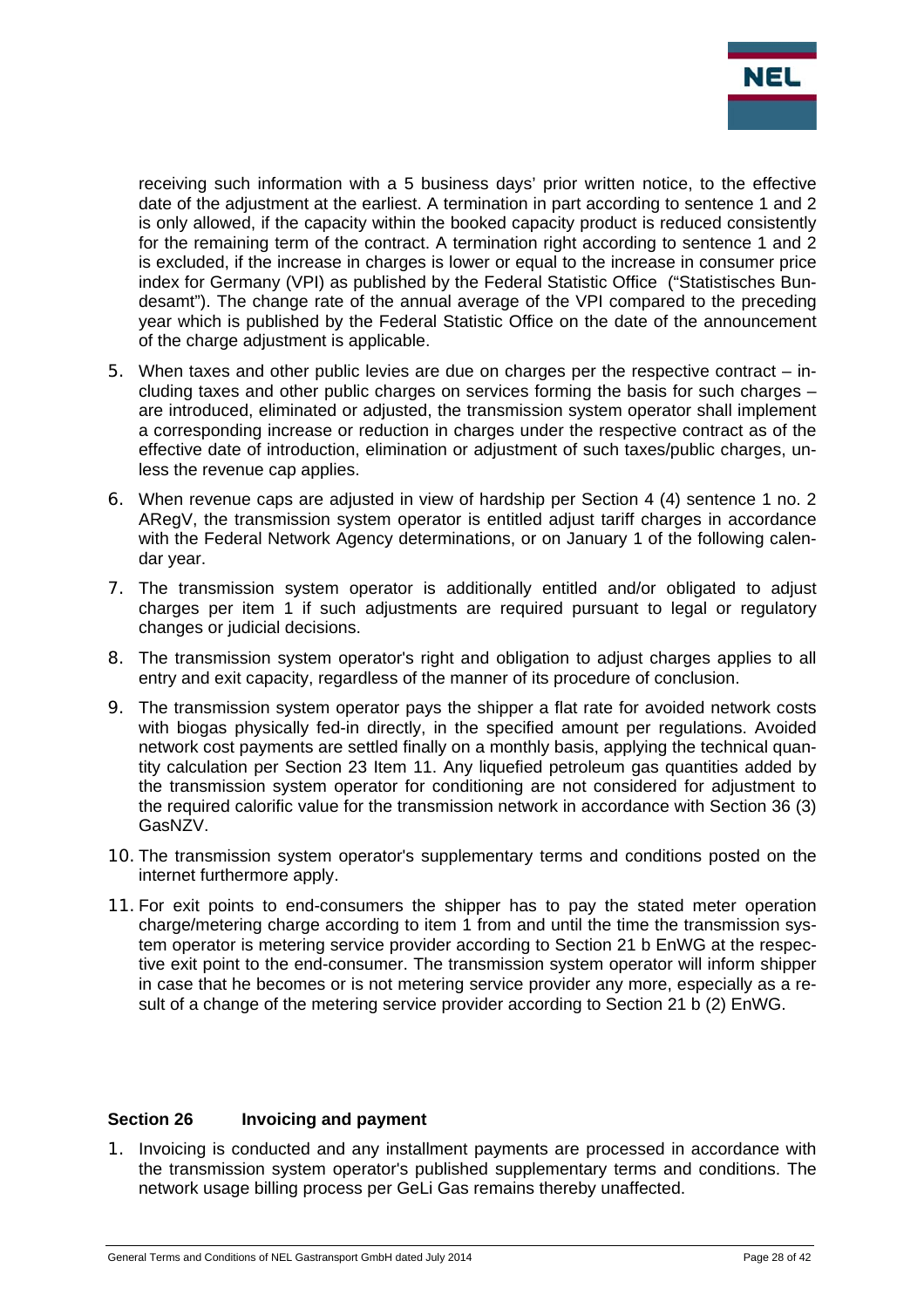receiving such information with a 5 business days' prior written notice, to the effective date of the adjustment at the earliest. A termination in part according to sentence 1 and 2 is only allowed, if the capacity within the booked capacity product is reduced consistently for the remaining term of the contract. A termination right according to sentence 1 and 2 is excluded, if the increase in charges is lower or equal to the increase in consumer price index for Germany (VPI) as published by the Federal Statistic Office ("Statistisches Bundesamt"). The change rate of the annual average of the VPI compared to the preceding year which is published by the Federal Statistic Office on the date of the announcement of the charge adjustment is applicable.

5. When taxes and other public levies are due on charges per the respective contract – including taxes and other public charges on services forming the basis for such charges – are introduced, eliminated or adjusted, the transmission system operator shall implement a corresponding increase or reduction in charges under the respective contract as of the effective date of introduction, elimination or adjustment of such taxes/public charges, unless the revenue cap applies.
6. When revenue caps are adjusted in view of hardship per Section 4 (4) sentence 1 no. 2 ARegV, the transmission system operator is entitled adjust tariff charges in accordance with the Federal Network Agency determinations, or on January 1 of the following calendar year.
7. The transmission system operator is additionally entitled and/or obligated to adjust charges per item 1 if such adjustments are required pursuant to legal or regulatory changes or judicial decisions.
8. The transmission system operator's right and obligation to adjust charges applies to all entry and exit capacity, regardless of the manner of its procedure of conclusion.
9. The transmission system operator pays the shipper a flat rate for avoided network costs with biogas physically fed-in directly, in the specified amount per regulations. Avoided network cost payments are settled finally on a monthly basis, applying the technical quantity calculation per Section 23 Item 11. Any liquefied petroleum gas quantities added by the transmission system operator for conditioning are not considered for adjustment to the required calorific value for the transmission network in accordance with Section 36 (3) GasNZV.
10. The transmission system operator's supplementary terms and conditions posted on the internet furthermore apply.
11. For exit points to end-consumers the shipper has to pay the stated meter operation charge/metering charge according to item 1 from and until the time the transmission system operator is metering service provider according to Section 21 b EnWG at the respective exit point to the end-consumer. The transmission system operator will inform shipper in case that he becomes or is not metering service provider any more, especially as a result of a change of the metering service provider according to Section 21 b (2) EnWG.

## Section 26 Invoicing and payment

1. Invoicing is conducted and any installment payments are processed in accordance with the transmission system operator's published supplementary terms and conditions. The network usage billing process per GeLi Gas remains thereby unaffected.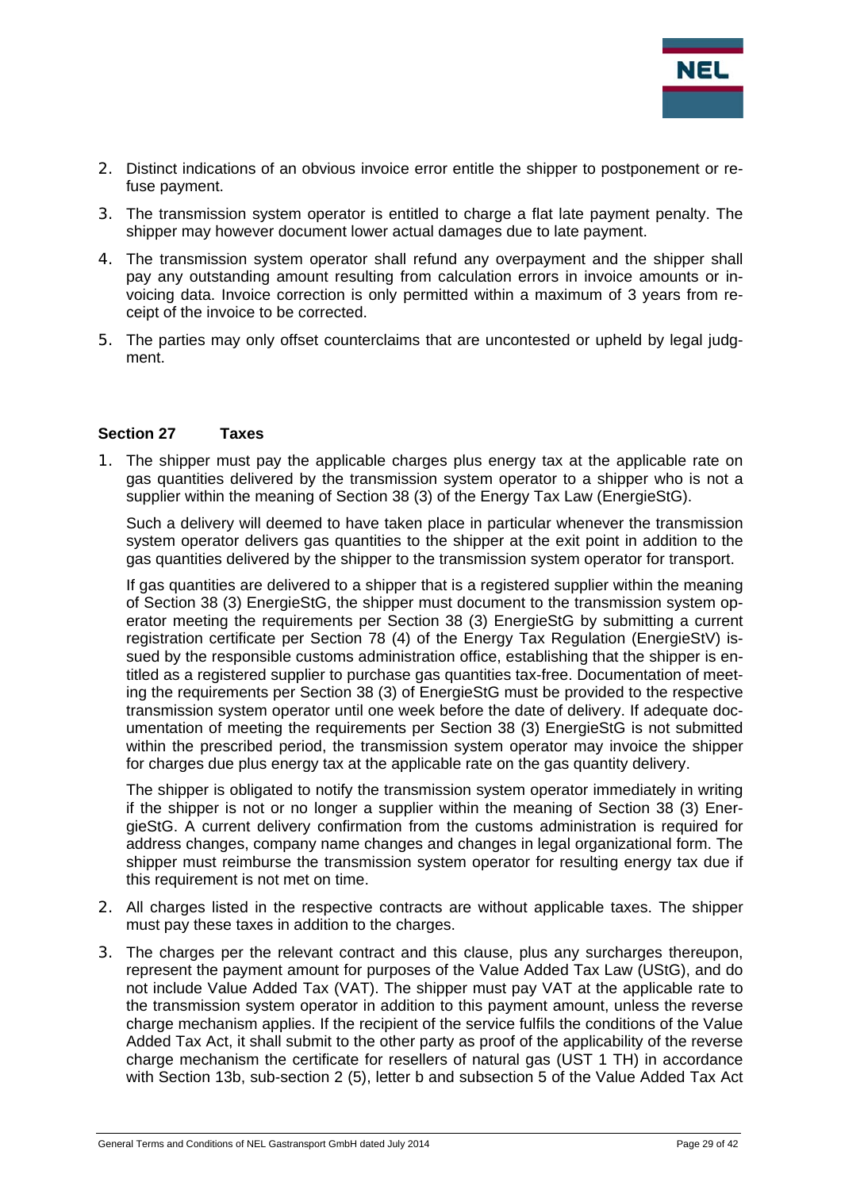2. Distinct indications of an obvious invoice error entitle the shipper to postponement or refuse payment.
3. The transmission system operator is entitled to charge a flat late payment penalty. The shipper may however document lower actual damages due to late payment.
4. The transmission system operator shall refund any overpayment and the shipper shall pay any outstanding amount resulting from calculation errors in invoice amounts or invoicing data. Invoice correction is only permitted within a maximum of 3 years from receipt of the invoice to be corrected.
5. The parties may only offset counterclaims that are uncontested or upheld by legal judgment.

## Section 27 Taxes

1. The shipper must pay the applicable charges plus energy tax at the applicable rate on gas quantities delivered by the transmission system operator to a shipper who is not a supplier within the meaning of Section 38 (3) of the Energy Tax Law (EnergieStG).

   Such a delivery will deemed to have taken place in particular whenever the transmission system operator delivers gas quantities to the shipper at the exit point in addition to the gas quantities delivered by the shipper to the transmission system operator for transport.

   If gas quantities are delivered to a shipper that is a registered supplier within the meaning of Section 38 (3) EnergieStG, the shipper must document to the transmission system operator meeting the requirements per Section 38 (3) EnergieStG by submitting a current registration certificate per Section 78 (4) of the Energy Tax Regulation (EnergieStV) issued by the responsible customs administration office, establishing that the shipper is entitled as a registered supplier to purchase gas quantities tax-free. Documentation of meeting the requirements per Section 38 (3) of EnergieStG must be provided to the respective transmission system operator until one week before the date of delivery. If adequate documentation of meeting the requirements per Section 38 (3) EnergieStG is not submitted within the prescribed period, the transmission system operator may invoice the shipper for charges due plus energy tax at the applicable rate on the gas quantity delivery.

   The shipper is obligated to notify the transmission system operator immediately in writing if the shipper is not or no longer a supplier within the meaning of Section 38 (3) EnergieStG. A current delivery confirmation from the customs administration is required for address changes, company name changes and changes in legal organizational form. The shipper must reimburse the transmission system operator for resulting energy tax due if this requirement is not met on time.
2. All charges listed in the respective contracts are without applicable taxes. The shipper must pay these taxes in addition to the charges.
3. The charges per the relevant contract and this clause, plus any surcharges thereupon, represent the payment amount for purposes of the Value Added Tax Law (UStG), and do not include Value Added Tax (VAT). The shipper must pay VAT at the applicable rate to the transmission system operator in addition to this payment amount, unless the reverse charge mechanism applies. If the recipient of the service fulfils the conditions of the Value Added Tax Act, it shall submit to the other party as proof of the applicability of the reverse charge mechanism the certificate for resellers of natural gas (UST 1 TH) in accordance with Section 13b, sub-section 2 (5), letter b and subsection 5 of the Value Added Tax Act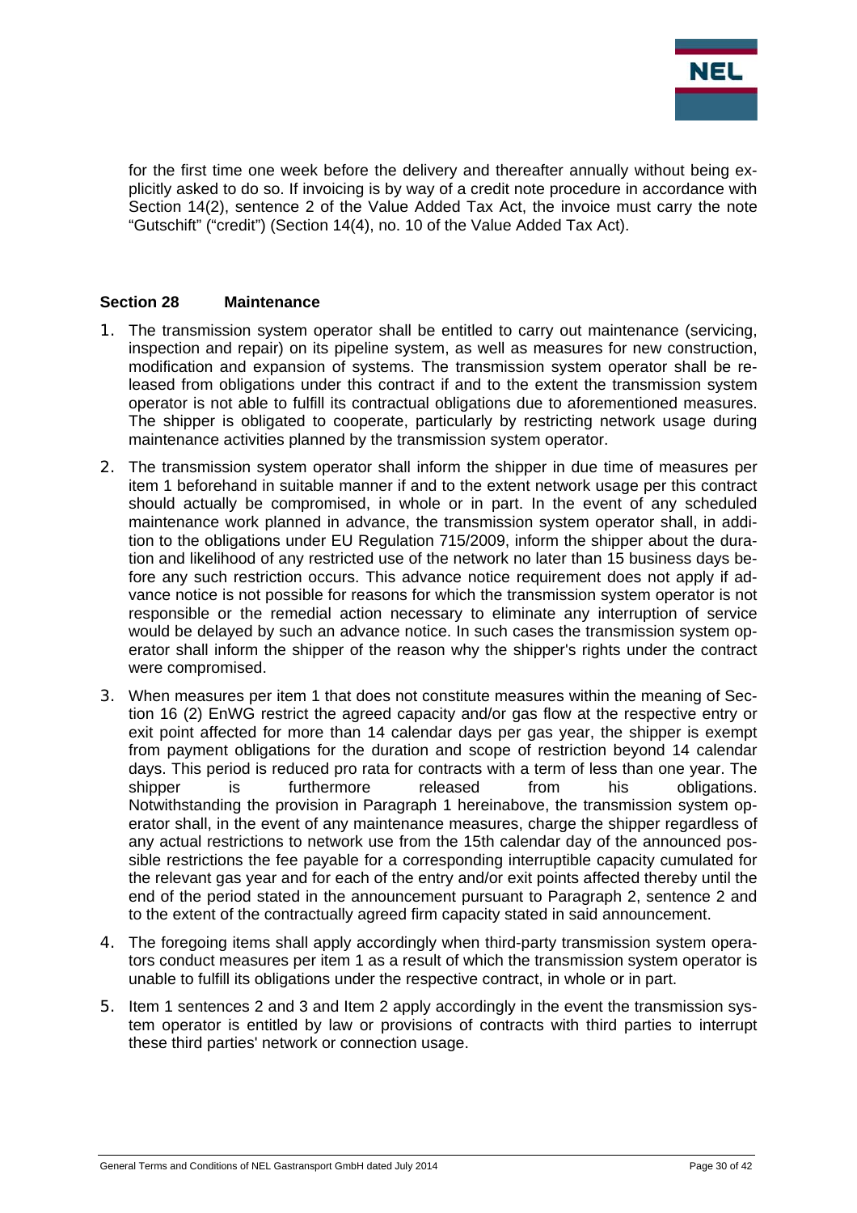for the first time one week before the delivery and thereafter annually without being explicitly asked to do so. If invoicing is by way of a credit note procedure in accordance with Section 14(2), sentence 2 of the Value Added Tax Act, the invoice must carry the note "Gutschift" ("credit") (Section 14(4), no. 10 of the Value Added Tax Act).

## Section 28 Maintenance

1. The transmission system operator shall be entitled to carry out maintenance (servicing, inspection and repair) on its pipeline system, as well as measures for new construction, modification and expansion of systems. The transmission system operator shall be released from obligations under this contract if and to the extent the transmission system operator is not able to fulfill its contractual obligations due to aforementioned measures. The shipper is obligated to cooperate, particularly by restricting network usage during maintenance activities planned by the transmission system operator.
2. The transmission system operator shall inform the shipper in due time of measures per item 1 beforehand in suitable manner if and to the extent network usage per this contract should actually be compromised, in whole or in part. In the event of any scheduled maintenance work planned in advance, the transmission system operator shall, in addition to the obligations under EU Regulation 715/2009, inform the shipper about the duration and likelihood of any restricted use of the network no later than 15 business days before any such restriction occurs. This advance notice requirement does not apply if advance notice is not possible for reasons for which the transmission system operator is not responsible or the remedial action necessary to eliminate any interruption of service would be delayed by such an advance notice. In such cases the transmission system operator shall inform the shipper of the reason why the shipper's rights under the contract were compromised.
3. When measures per item 1 that does not constitute measures within the meaning of Section 16 (2) EnWG restrict the agreed capacity and/or gas flow at the respective entry or exit point affected for more than 14 calendar days per gas year, the shipper is exempt from payment obligations for the duration and scope of restriction beyond 14 calendar days. This period is reduced pro rata for contracts with a term of less than one year. The shipper is furthermore released from his obligations. Notwithstanding the provision in Paragraph 1 hereinabove, the transmission system operator shall, in the event of any maintenance measures, charge the shipper regardless of any actual restrictions to network use from the 15th calendar day of the announced possible restrictions the fee payable for a corresponding interruptible capacity cumulated for the relevant gas year and for each of the entry and/or exit points affected thereby until the end of the period stated in the announcement pursuant to Paragraph 2, sentence 2 and to the extent of the contractually agreed firm capacity stated in said announcement.
4. The foregoing items shall apply accordingly when third-party transmission system operators conduct measures per item 1 as a result of which the transmission system operator is unable to fulfill its obligations under the respective contract, in whole or in part.
5. Item 1 sentences 2 and 3 and Item 2 apply accordingly in the event the transmission system operator is entitled by law or provisions of contracts with third parties to interrupt these third parties' network or connection usage.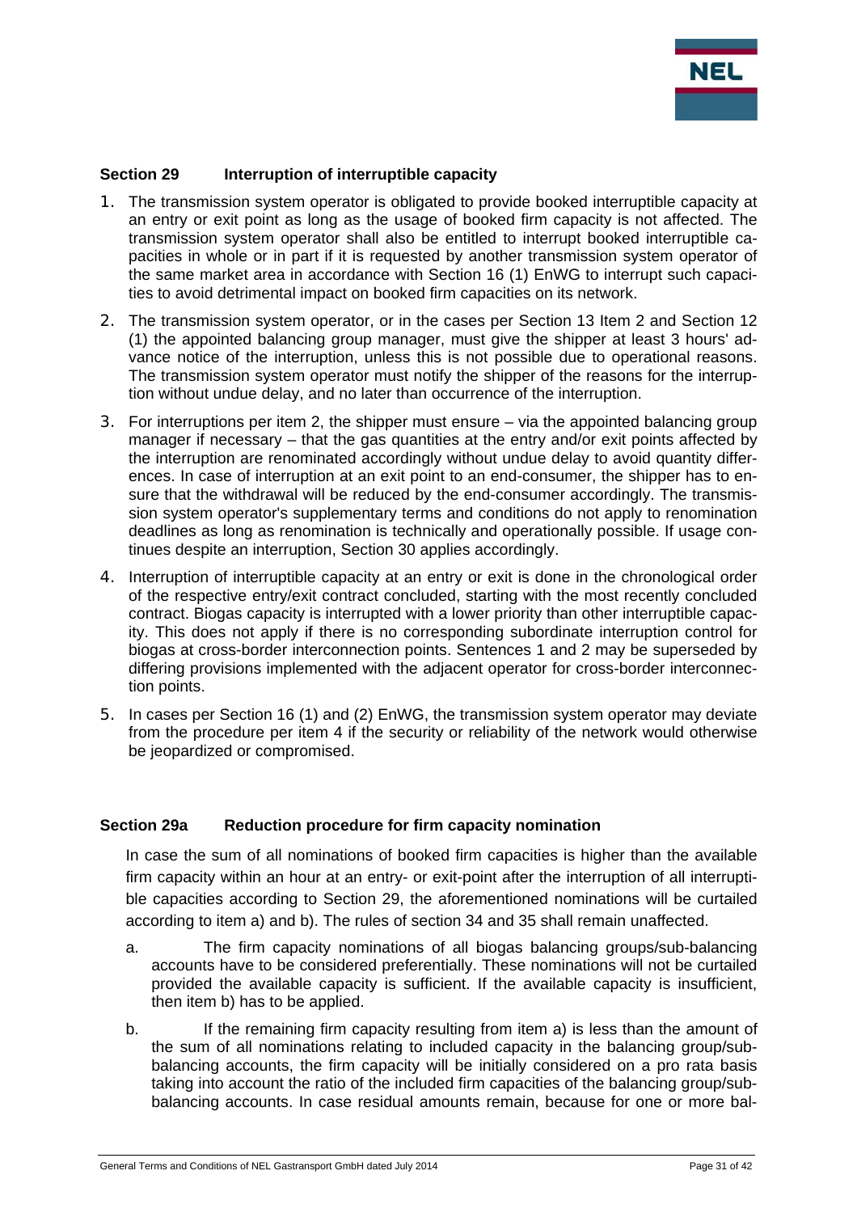### Section 29 Interruption of interruptible capacity

1. The transmission system operator is obligated to provide booked interruptible capacity at an entry or exit point as long as the usage of booked firm capacity is not affected. The transmission system operator shall also be entitled to interrupt booked interruptible capacities in whole or in part if it is requested by another transmission system operator of the same market area in accordance with Section 16 (1) EnWG to interrupt such capacities to avoid detrimental impact on booked firm capacities on its network.
2. The transmission system operator, or in the cases per Section 13 Item 2 and Section 12 (1) the appointed balancing group manager, must give the shipper at least 3 hours' advance notice of the interruption, unless this is not possible due to operational reasons. The transmission system operator must notify the shipper of the reasons for the interruption without undue delay, and no later than occurrence of the interruption.
3. For interruptions per item 2, the shipper must ensure – via the appointed balancing group manager if necessary – that the gas quantities at the entry and/or exit points affected by the interruption are renominated accordingly without undue delay to avoid quantity differences. In case of interruption at an exit point to an end-consumer, the shipper has to ensure that the withdrawal will be reduced by the end-consumer accordingly. The transmission system operator's supplementary terms and conditions do not apply to renomination deadlines as long as renomination is technically and operationally possible. If usage continues despite an interruption, Section 30 applies accordingly.
4. Interruption of interruptible capacity at an entry or exit is done in the chronological order of the respective entry/exit contract concluded, starting with the most recently concluded contract. Biogas capacity is interrupted with a lower priority than other interruptible capacity. This does not apply if there is no corresponding subordinate interruption control for biogas at cross-border interconnection points. Sentences 1 and 2 may be superseded by differing provisions implemented with the adjacent operator for cross-border interconnection points.
5. In cases per Section 16 (1) and (2) EnWG, the transmission system operator may deviate from the procedure per item 4 if the security or reliability of the network would otherwise be jeopardized or compromised.

### Section 29a Reduction procedure for firm capacity nomination

In case the sum of all nominations of booked firm capacities is higher than the available firm capacity within an hour at an entry- or exit-point after the interruption of all interruptible capacities according to Section 29, the aforementioned nominations will be curtailed according to item a) and b). The rules of section 34 and 35 shall remain unaffected.

a. The firm capacity nominations of all biogas balancing groups/sub-balancing accounts have to be considered preferentially. These nominations will not be curtailed provided the available capacity is sufficient. If the available capacity is insufficient, then item b) has to be applied.

b. If the remaining firm capacity resulting from item a) is less than the amount of the sum of all nominations relating to included capacity in the balancing group/sub-balancing accounts, the firm capacity will be initially considered on a pro rata basis taking into account the ratio of the included firm capacities of the balancing group/sub-balancing accounts. In case residual amounts remain, because for one or more bal-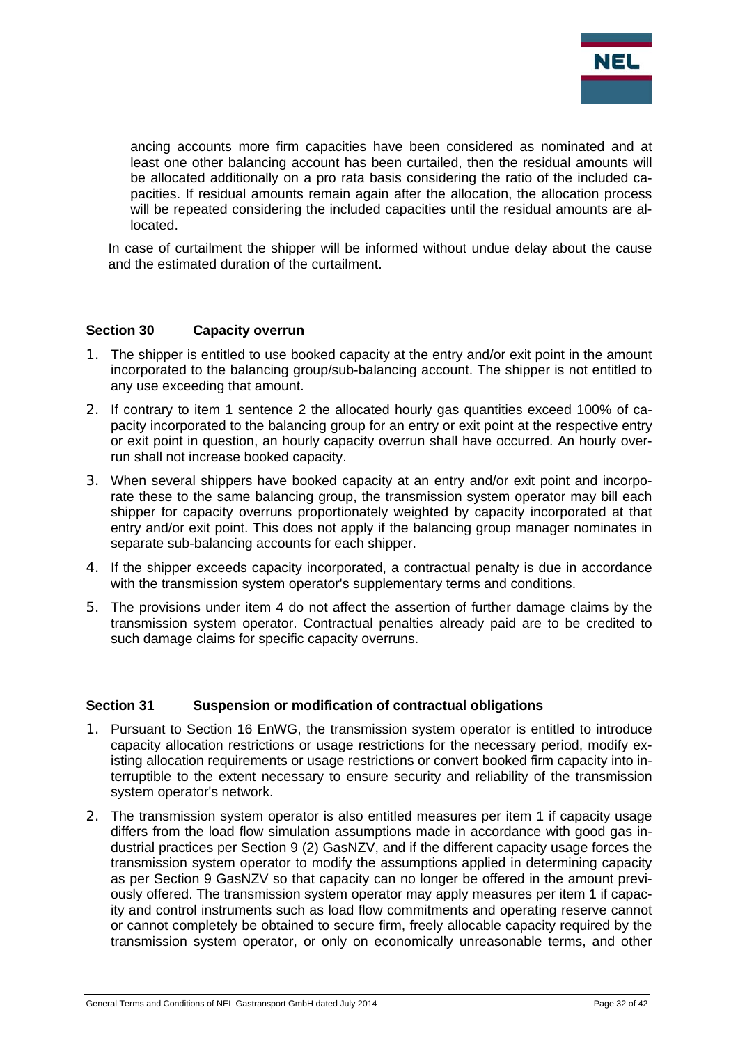ancing accounts more firm capacities have been considered as nominated and at least one other balancing account has been curtailed, then the residual amounts will be allocated additionally on a pro rata basis considering the ratio of the included capacities. If residual amounts remain again after the allocation, the allocation process will be repeated considering the included capacities until the residual amounts are allocated.

In case of curtailment the shipper will be informed without undue delay about the cause and the estimated duration of the curtailment.

### Section 30 Capacity overrun

1. The shipper is entitled to use booked capacity at the entry and/or exit point in the amount incorporated to the balancing group/sub-balancing account. The shipper is not entitled to any use exceeding that amount.
2. If contrary to item 1 sentence 2 the allocated hourly gas quantities exceed 100% of capacity incorporated to the balancing group for an entry or exit point at the respective entry or exit point in question, an hourly capacity overrun shall have occurred. An hourly overrun shall not increase booked capacity.
3. When several shippers have booked capacity at an entry and/or exit point and incorporate these to the same balancing group, the transmission system operator may bill each shipper for capacity overruns proportionately weighted by capacity incorporated at that entry and/or exit point. This does not apply if the balancing group manager nominates in separate sub-balancing accounts for each shipper.
4. If the shipper exceeds capacity incorporated, a contractual penalty is due in accordance with the transmission system operator's supplementary terms and conditions.
5. The provisions under item 4 do not affect the assertion of further damage claims by the transmission system operator. Contractual penalties already paid are to be credited to such damage claims for specific capacity overruns.

### Section 31 Suspension or modification of contractual obligations

1. Pursuant to Section 16 EnWG, the transmission system operator is entitled to introduce capacity allocation restrictions or usage restrictions for the necessary period, modify existing allocation requirements or usage restrictions or convert booked firm capacity into interruptible to the extent necessary to ensure security and reliability of the transmission system operator's network.
2. The transmission system operator is also entitled measures per item 1 if capacity usage differs from the load flow simulation assumptions made in accordance with good gas industrial practices per Section 9 (2) GasNZV, and if the different capacity usage forces the transmission system operator to modify the assumptions applied in determining capacity as per Section 9 GasNZV so that capacity can no longer be offered in the amount previously offered. The transmission system operator may apply measures per item 1 if capacity and control instruments such as load flow commitments and operating reserve cannot or cannot completely be obtained to secure firm, freely allocable capacity required by the transmission system operator, or only on economically unreasonable terms, and other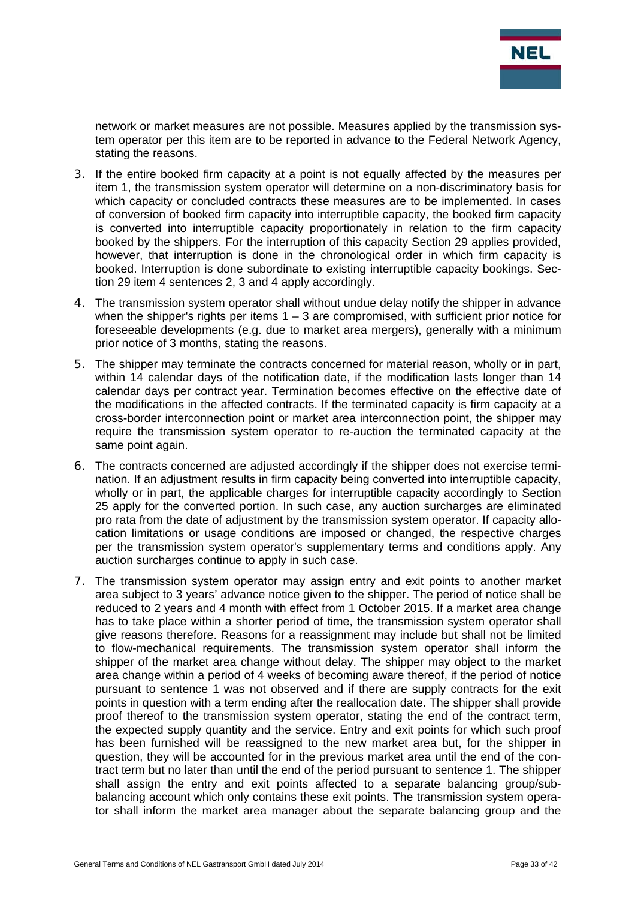network or market measures are not possible. Measures applied by the transmission system operator per this item are to be reported in advance to the Federal Network Agency, stating the reasons.

3. If the entire booked firm capacity at a point is not equally affected by the measures per item 1, the transmission system operator will determine on a non-discriminatory basis for which capacity or concluded contracts these measures are to be implemented. In cases of conversion of booked firm capacity into interruptible capacity, the booked firm capacity is converted into interruptible capacity proportionately in relation to the firm capacity booked by the shippers. For the interruption of this capacity Section 29 applies provided, however, that interruption is done in the chronological order in which firm capacity is booked. Interruption is done subordinate to existing interruptible capacity bookings. Section 29 item 4 sentences 2, 3 and 4 apply accordingly.

4. The transmission system operator shall without undue delay notify the shipper in advance when the shipper's rights per items 1 – 3 are compromised, with sufficient prior notice for foreseeable developments (e.g. due to market area mergers), generally with a minimum prior notice of 3 months, stating the reasons.

5. The shipper may terminate the contracts concerned for material reason, wholly or in part, within 14 calendar days of the notification date, if the modification lasts longer than 14 calendar days per contract year. Termination becomes effective on the effective date of the modifications in the affected contracts. If the terminated capacity is firm capacity at a cross-border interconnection point or market area interconnection point, the shipper may require the transmission system operator to re-auction the terminated capacity at the same point again.

6. The contracts concerned are adjusted accordingly if the shipper does not exercise termination. If an adjustment results in firm capacity being converted into interruptible capacity, wholly or in part, the applicable charges for interruptible capacity accordingly to Section 25 apply for the converted portion. In such case, any auction surcharges are eliminated pro rata from the date of adjustment by the transmission system operator. If capacity allocation limitations or usage conditions are imposed or changed, the respective charges per the transmission system operator's supplementary terms and conditions apply. Any auction surcharges continue to apply in such case.

7. The transmission system operator may assign entry and exit points to another market area subject to 3 years' advance notice given to the shipper. The period of notice shall be reduced to 2 years and 4 month with effect from 1 October 2015. If a market area change has to take place within a shorter period of time, the transmission system operator shall give reasons therefore. Reasons for a reassignment may include but shall not be limited to flow-mechanical requirements. The transmission system operator shall inform the shipper of the market area change without delay. The shipper may object to the market area change within a period of 4 weeks of becoming aware thereof, if the period of notice pursuant to sentence 1 was not observed and if there are supply contracts for the exit points in question with a term ending after the reallocation date. The shipper shall provide proof thereof to the transmission system operator, stating the end of the contract term, the expected supply quantity and the service. Entry and exit points for which such proof has been furnished will be reassigned to the new market area but, for the shipper in question, they will be accounted for in the previous market area until the end of the contract term but no later than until the end of the period pursuant to sentence 1. The shipper shall assign the entry and exit points affected to a separate balancing group/sub-balancing account which only contains these exit points. The transmission system operator shall inform the market area manager about the separate balancing group and the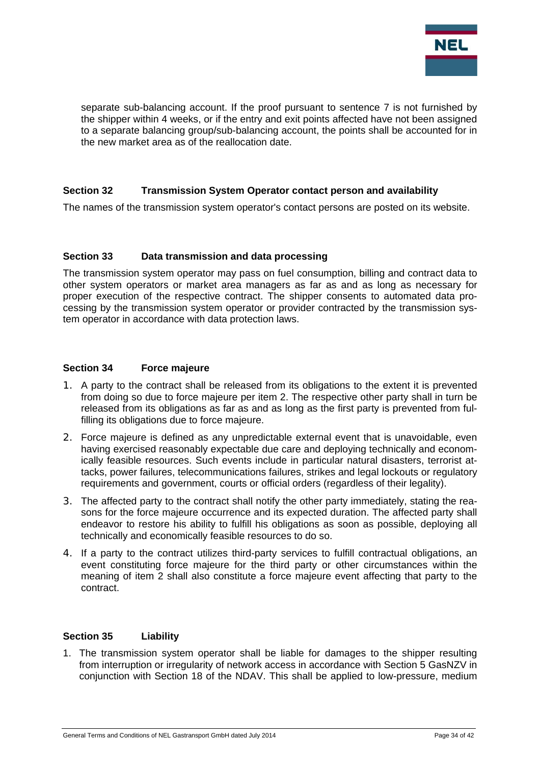separate sub-balancing account. If the proof pursuant to sentence 7 is not furnished by the shipper within 4 weeks, or if the entry and exit points affected have not been assigned to a separate balancing group/sub-balancing account, the points shall be accounted for in the new market area as of the reallocation date.

## Section 32 Transmission System Operator contact person and availability

The names of the transmission system operator's contact persons are posted on its website.

## Section 33 Data transmission and data processing

The transmission system operator may pass on fuel consumption, billing and contract data to other system operators or market area managers as far as and as long as necessary for proper execution of the respective contract. The shipper consents to automated data processing by the transmission system operator or provider contracted by the transmission system operator in accordance with data protection laws.

## Section 34 Force majeure

1. A party to the contract shall be released from its obligations to the extent it is prevented from doing so due to force majeure per item 2. The respective other party shall in turn be released from its obligations as far as and as long as the first party is prevented from fulfilling its obligations due to force majeure.
2. Force majeure is defined as any unpredictable external event that is unavoidable, even having exercised reasonably expectable due care and deploying technically and economically feasible resources. Such events include in particular natural disasters, terrorist attacks, power failures, telecommunications failures, strikes and legal lockouts or regulatory requirements and government, courts or official orders (regardless of their legality).
3. The affected party to the contract shall notify the other party immediately, stating the reasons for the force majeure occurrence and its expected duration. The affected party shall endeavor to restore his ability to fulfill his obligations as soon as possible, deploying all technically and economically feasible resources to do so.
4. If a party to the contract utilizes third-party services to fulfill contractual obligations, an event constituting force majeure for the third party or other circumstances within the meaning of item 2 shall also constitute a force majeure event affecting that party to the contract.

## Section 35 Liability

1. The transmission system operator shall be liable for damages to the shipper resulting from interruption or irregularity of network access in accordance with Section 5 GasNZV in conjunction with Section 18 of the NDAV. This shall be applied to low-pressure, medium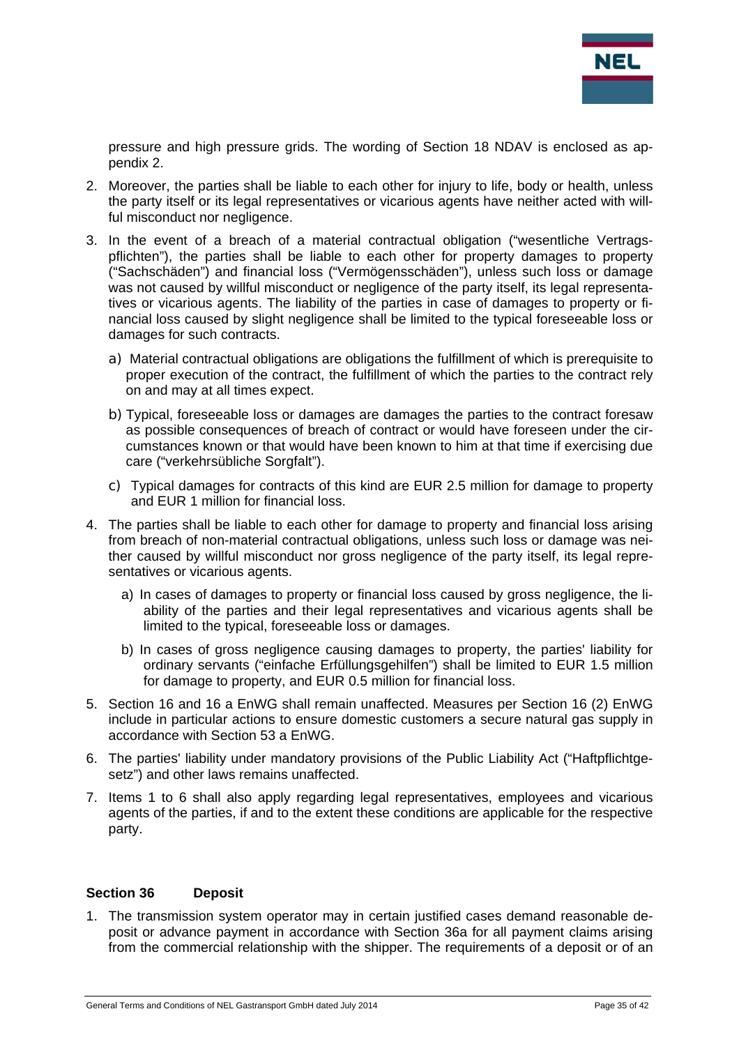pressure and high pressure grids. The wording of Section 18 NDAV is enclosed as appendix 2.

2. Moreover, the parties shall be liable to each other for injury to life, body or health, unless the party itself or its legal representatives or vicarious agents have neither acted with willful misconduct nor negligence.
3. In the event of a breach of a material contractual obligation ("wesentliche Vertragspflichten"), the parties shall be liable to each other for property damages to property ("Sachschäden") and financial loss ("Vermögensschäden"), unless such loss or damage was not caused by willful misconduct or negligence of the party itself, its legal representatives or vicarious agents. The liability of the parties in case of damages to property or financial loss caused by slight negligence shall be limited to the typical foreseeable loss or damages for such contracts.
   a) Material contractual obligations are obligations the fulfillment of which is prerequisite to proper execution of the contract, the fulfillment of which the parties to the contract rely on and may at all times expect.
   b) Typical, foreseeable loss or damages are damages the parties to the contract foresaw as possible consequences of breach of contract or would have foreseen under the circumstances known or that would have been known to him at that time if exercising due care ("verkehrsübliche Sorgfalt").
   c) Typical damages for contracts of this kind are EUR 2.5 million for damage to property and EUR 1 million for financial loss.
4. The parties shall be liable to each other for damage to property and financial loss arising from breach of non-material contractual obligations, unless such loss or damage was neither caused by willful misconduct nor gross negligence of the party itself, its legal representatives or vicarious agents.
   a) In cases of damages to property or financial loss caused by gross negligence, the liability of the parties and their legal representatives and vicarious agents shall be limited to the typical, foreseeable loss or damages.
   b) In cases of gross negligence causing damages to property, the parties' liability for ordinary servants ("einfache Erfüllungsgehilfen") shall be limited to EUR 1.5 million for damage to property, and EUR 0.5 million for financial loss.
5. Section 16 and 16 a EnWG shall remain unaffected. Measures per Section 16 (2) EnWG include in particular actions to ensure domestic customers a secure natural gas supply in accordance with Section 53 a EnWG.
6. The parties' liability under mandatory provisions of the Public Liability Act ("Haftpflichtgesetz") and other laws remains unaffected.
7. Items 1 to 6 shall also apply regarding legal representatives, employees and vicarious agents of the parties, if and to the extent these conditions are applicable for the respective party.

## Section 36 Deposit

1. The transmission system operator may in certain justified cases demand reasonable deposit or advance payment in accordance with Section 36a for all payment claims arising from the commercial relationship with the shipper. The requirements of a deposit or of an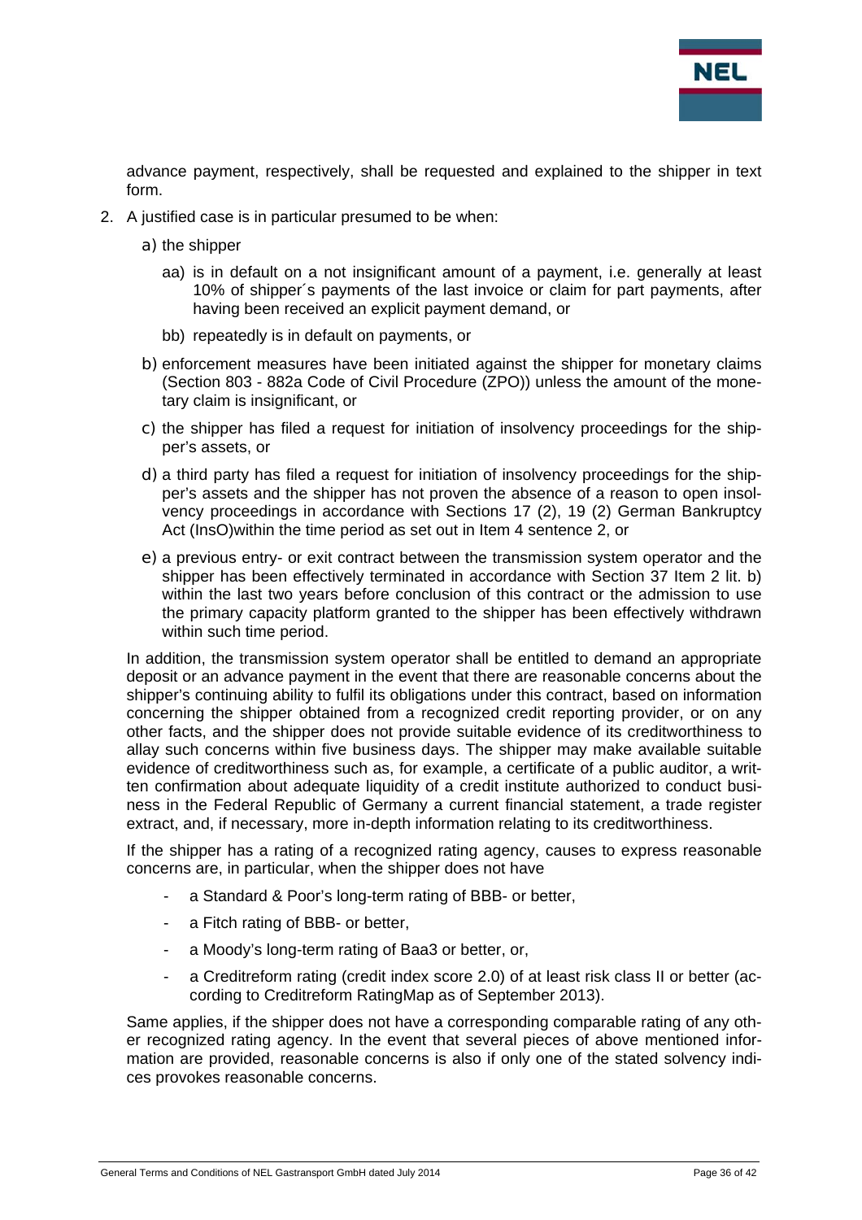advance payment, respectively, shall be requested and explained to the shipper in text form.

2. A justified case is in particular presumed to be when:

   a) the shipper

      aa) is in default on a not insignificant amount of a payment, i.e. generally at least 10% of shipper´s payments of the last invoice or claim for part payments, after having been received an explicit payment demand, or

      bb) repeatedly is in default on payments, or

   b) enforcement measures have been initiated against the shipper for monetary claims (Section 803 - 882a Code of Civil Procedure (ZPO)) unless the amount of the monetary claim is insignificant, or

   c) the shipper has filed a request for initiation of insolvency proceedings for the shipper's assets, or

   d) a third party has filed a request for initiation of insolvency proceedings for the shipper's assets and the shipper has not proven the absence of a reason to open insolvency proceedings in accordance with Sections 17 (2), 19 (2) German Bankruptcy Act (InsO)within the time period as set out in Item 4 sentence 2, or

   e) a previous entry- or exit contract between the transmission system operator and the shipper has been effectively terminated in accordance with Section 37 Item 2 lit. b) within the last two years before conclusion of this contract or the admission to use the primary capacity platform granted to the shipper has been effectively withdrawn within such time period.

   In addition, the transmission system operator shall be entitled to demand an appropriate deposit or an advance payment in the event that there are reasonable concerns about the shipper's continuing ability to fulfil its obligations under this contract, based on information concerning the shipper obtained from a recognized credit reporting provider, or on any other facts, and the shipper does not provide suitable evidence of its creditworthiness to allay such concerns within five business days. The shipper may make available suitable evidence of creditworthiness such as, for example, a certificate of a public auditor, a written confirmation about adequate liquidity of a credit institute authorized to conduct business in the Federal Republic of Germany a current financial statement, a trade register extract, and, if necessary, more in-depth information relating to its creditworthiness.

   If the shipper has a rating of a recognized rating agency, causes to express reasonable concerns are, in particular, when the shipper does not have

   - a Standard & Poor's long-term rating of BBB- or better,
   - a Fitch rating of BBB- or better,
   - a Moody's long-term rating of Baa3 or better, or,
   - a Creditreform rating (credit index score 2.0) of at least risk class II or better (according to Creditreform RatingMap as of September 2013).

   Same applies, if the shipper does not have a corresponding comparable rating of any other recognized rating agency. In the event that several pieces of above mentioned information are provided, reasonable concerns is also if only one of the stated solvency indices provokes reasonable concerns.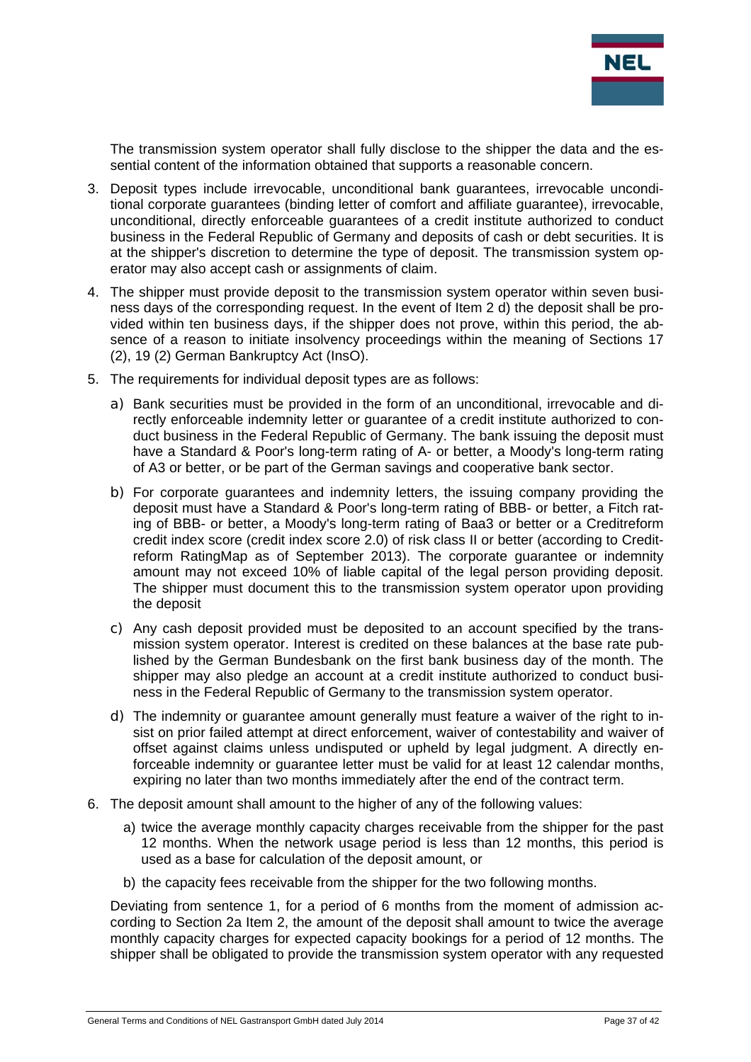The transmission system operator shall fully disclose to the shipper the data and the essential content of the information obtained that supports a reasonable concern.

3. Deposit types include irrevocable, unconditional bank guarantees, irrevocable unconditional corporate guarantees (binding letter of comfort and affiliate guarantee), irrevocable, unconditional, directly enforceable guarantees of a credit institute authorized to conduct business in the Federal Republic of Germany and deposits of cash or debt securities. It is at the shipper's discretion to determine the type of deposit. The transmission system operator may also accept cash or assignments of claim.

4. The shipper must provide deposit to the transmission system operator within seven business days of the corresponding request. In the event of Item 2 d) the deposit shall be provided within ten business days, if the shipper does not prove, within this period, the absence of a reason to initiate insolvency proceedings within the meaning of Sections 17 (2), 19 (2) German Bankruptcy Act (InsO).

5. The requirements for individual deposit types are as follows:

   a) Bank securities must be provided in the form of an unconditional, irrevocable and directly enforceable indemnity letter or guarantee of a credit institute authorized to conduct business in the Federal Republic of Germany. The bank issuing the deposit must have a Standard & Poor's long-term rating of A- or better, a Moody's long-term rating of A3 or better, or be part of the German savings and cooperative bank sector.

   b) For corporate guarantees and indemnity letters, the issuing company providing the deposit must have a Standard & Poor's long-term rating of BBB- or better, a Fitch rating of BBB- or better, a Moody's long-term rating of Baa3 or better or a Creditreform credit index score (credit index score 2.0) of risk class II or better (according to Creditreform RatingMap as of September 2013). The corporate guarantee or indemnity amount may not exceed 10% of liable capital of the legal person providing deposit. The shipper must document this to the transmission system operator upon providing the deposit

   c) Any cash deposit provided must be deposited to an account specified by the transmission system operator. Interest is credited on these balances at the base rate published by the German Bundesbank on the first bank business day of the month. The shipper may also pledge an account at a credit institute authorized to conduct business in the Federal Republic of Germany to the transmission system operator.

   d) The indemnity or guarantee amount generally must feature a waiver of the right to insist on prior failed attempt at direct enforcement, waiver of contestability and waiver of offset against claims unless undisputed or upheld by legal judgment. A directly enforceable indemnity or guarantee letter must be valid for at least 12 calendar months, expiring no later than two months immediately after the end of the contract term.

6. The deposit amount shall amount to the higher of any of the following values:

   a) twice the average monthly capacity charges receivable from the shipper for the past 12 months. When the network usage period is less than 12 months, this period is used as a base for calculation of the deposit amount, or

   b) the capacity fees receivable from the shipper for the two following months.

   Deviating from sentence 1, for a period of 6 months from the moment of admission according to Section 2a Item 2, the amount of the deposit shall amount to twice the average monthly capacity charges for expected capacity bookings for a period of 12 months. The shipper shall be obligated to provide the transmission system operator with any requested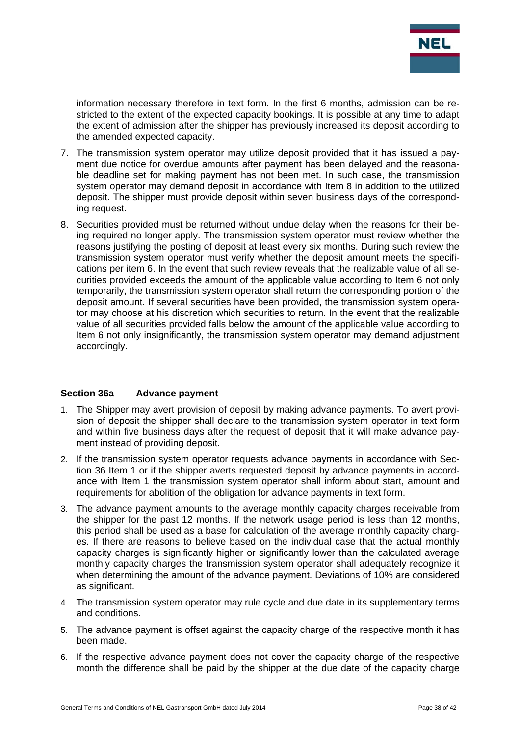information necessary therefore in text form. In the first 6 months, admission can be restricted to the extent of the expected capacity bookings. It is possible at any time to adapt the extent of admission after the shipper has previously increased its deposit according to the amended expected capacity.

7. The transmission system operator may utilize deposit provided that it has issued a payment due notice for overdue amounts after payment has been delayed and the reasonable deadline set for making payment has not been met. In such case, the transmission system operator may demand deposit in accordance with Item 8 in addition to the utilized deposit. The shipper must provide deposit within seven business days of the corresponding request.
8. Securities provided must be returned without undue delay when the reasons for their being required no longer apply. The transmission system operator must review whether the reasons justifying the posting of deposit at least every six months. During such review the transmission system operator must verify whether the deposit amount meets the specifications per item 6. In the event that such review reveals that the realizable value of all securities provided exceeds the amount of the applicable value according to Item 6 not only temporarily, the transmission system operator shall return the corresponding portion of the deposit amount. If several securities have been provided, the transmission system operator may choose at his discretion which securities to return. In the event that the realizable value of all securities provided falls below the amount of the applicable value according to Item 6 not only insignificantly, the transmission system operator may demand adjustment accordingly.

### Section 36a Advance payment

1. The Shipper may avert provision of deposit by making advance payments. To avert provision of deposit the shipper shall declare to the transmission system operator in text form and within five business days after the request of deposit that it will make advance payment instead of providing deposit.
2. If the transmission system operator requests advance payments in accordance with Section 36 Item 1 or if the shipper averts requested deposit by advance payments in accordance with Item 1 the transmission system operator shall inform about start, amount and requirements for abolition of the obligation for advance payments in text form.
3. The advance payment amounts to the average monthly capacity charges receivable from the shipper for the past 12 months. If the network usage period is less than 12 months, this period shall be used as a base for calculation of the average monthly capacity charges. If there are reasons to believe based on the individual case that the actual monthly capacity charges is significantly higher or significantly lower than the calculated average monthly capacity charges the transmission system operator shall adequately recognize it when determining the amount of the advance payment. Deviations of 10% are considered as significant.
4. The transmission system operator may rule cycle and due date in its supplementary terms and conditions.
5. The advance payment is offset against the capacity charge of the respective month it has been made.
6. If the respective advance payment does not cover the capacity charge of the respective month the difference shall be paid by the shipper at the due date of the capacity charge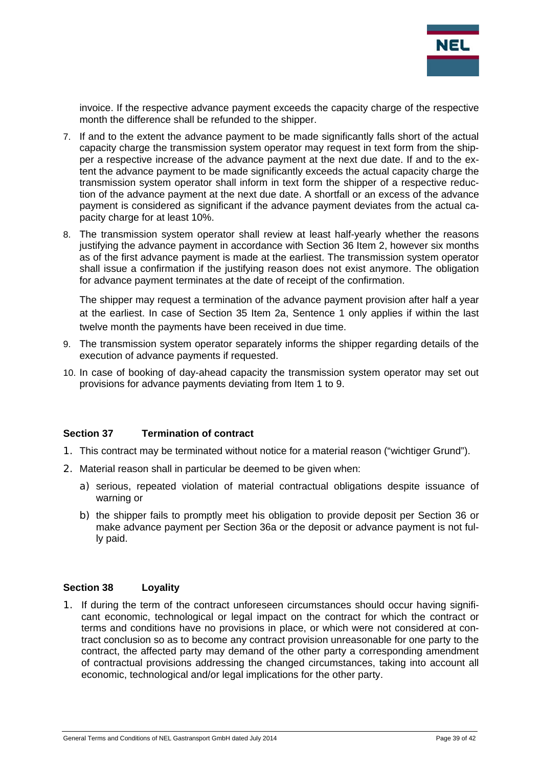invoice. If the respective advance payment exceeds the capacity charge of the respective month the difference shall be refunded to the shipper.

7. If and to the extent the advance payment to be made significantly falls short of the actual capacity charge the transmission system operator may request in text form from the shipper a respective increase of the advance payment at the next due date. If and to the extent the advance payment to be made significantly exceeds the actual capacity charge the transmission system operator shall inform in text form the shipper of a respective reduction of the advance payment at the next due date. A shortfall or an excess of the advance payment is considered as significant if the advance payment deviates from the actual capacity charge for at least 10%.

8. The transmission system operator shall review at least half-yearly whether the reasons justifying the advance payment in accordance with Section 36 Item 2, however six months as of the first advance payment is made at the earliest. The transmission system operator shall issue a confirmation if the justifying reason does not exist anymore. The obligation for advance payment terminates at the date of receipt of the confirmation.

   The shipper may request a termination of the advance payment provision after half a year at the earliest. In case of Section 35 Item 2a, Sentence 1 only applies if within the last twelve month the payments have been received in due time.

9. The transmission system operator separately informs the shipper regarding details of the execution of advance payments if requested.

10. In case of booking of day-ahead capacity the transmission system operator may set out provisions for advance payments deviating from Item 1 to 9.

## Section 37 Termination of contract

1. This contract may be terminated without notice for a material reason ("wichtiger Grund").
2. Material reason shall in particular be deemed to be given when:
   a) serious, repeated violation of material contractual obligations despite issuance of warning or
   b) the shipper fails to promptly meet his obligation to provide deposit per Section 36 or make advance payment per Section 36a or the deposit or advance payment is not fully paid.

## Section 38 Loyality

1. If during the term of the contract unforeseen circumstances should occur having significant economic, technological or legal impact on the contract for which the contract or terms and conditions have no provisions in place, or which were not considered at contract conclusion so as to become any contract provision unreasonable for one party to the contract, the affected party may demand of the other party a corresponding amendment of contractual provisions addressing the changed circumstances, taking into account all economic, technological and/or legal implications for the other party.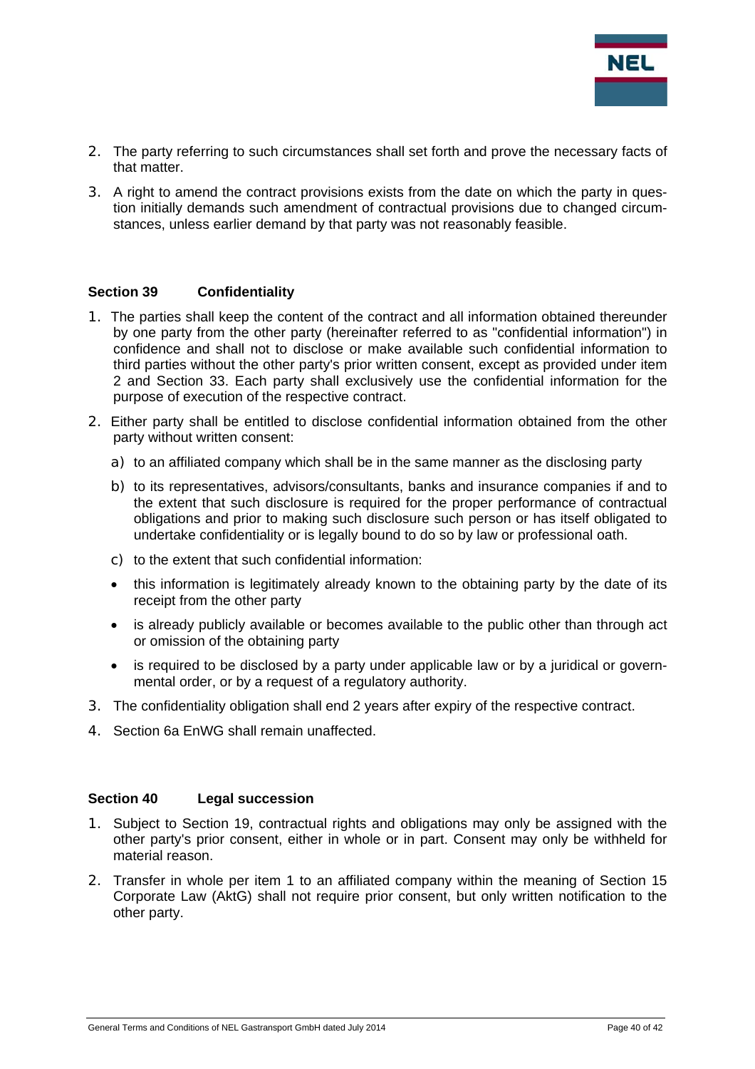2. The party referring to such circumstances shall set forth and prove the necessary facts of that matter.

3. A right to amend the contract provisions exists from the date on which the party in question initially demands such amendment of contractual provisions due to changed circumstances, unless earlier demand by that party was not reasonably feasible.

## Section 39 Confidentiality

1. The parties shall keep the content of the contract and all information obtained thereunder by one party from the other party (hereinafter referred to as "confidential information") in confidence and shall not to disclose or make available such confidential information to third parties without the other party's prior written consent, except as provided under item 2 and Section 33. Each party shall exclusively use the confidential information for the purpose of execution of the respective contract.

2. Either party shall be entitled to disclose confidential information obtained from the other party without written consent:

   a) to an affiliated company which shall be in the same manner as the disclosing party

   b) to its representatives, advisors/consultants, banks and insurance companies if and to the extent that such disclosure is required for the proper performance of contractual obligations and prior to making such disclosure such person or has itself obligated to undertake confidentiality or is legally bound to do so by law or professional oath.

   c) to the extent that such confidential information:

   - this information is legitimately already known to the obtaining party by the date of its receipt from the other party
   - is already publicly available or becomes available to the public other than through act or omission of the obtaining party
   - is required to be disclosed by a party under applicable law or by a juridical or governmental order, or by a request of a regulatory authority.

3. The confidentiality obligation shall end 2 years after expiry of the respective contract.

4. Section 6a EnWG shall remain unaffected.

## Section 40 Legal succession

1. Subject to Section 19, contractual rights and obligations may only be assigned with the other party's prior consent, either in whole or in part. Consent may only be withheld for material reason.

2. Transfer in whole per item 1 to an affiliated company within the meaning of Section 15 Corporate Law (AktG) shall not require prior consent, but only written notification to the other party.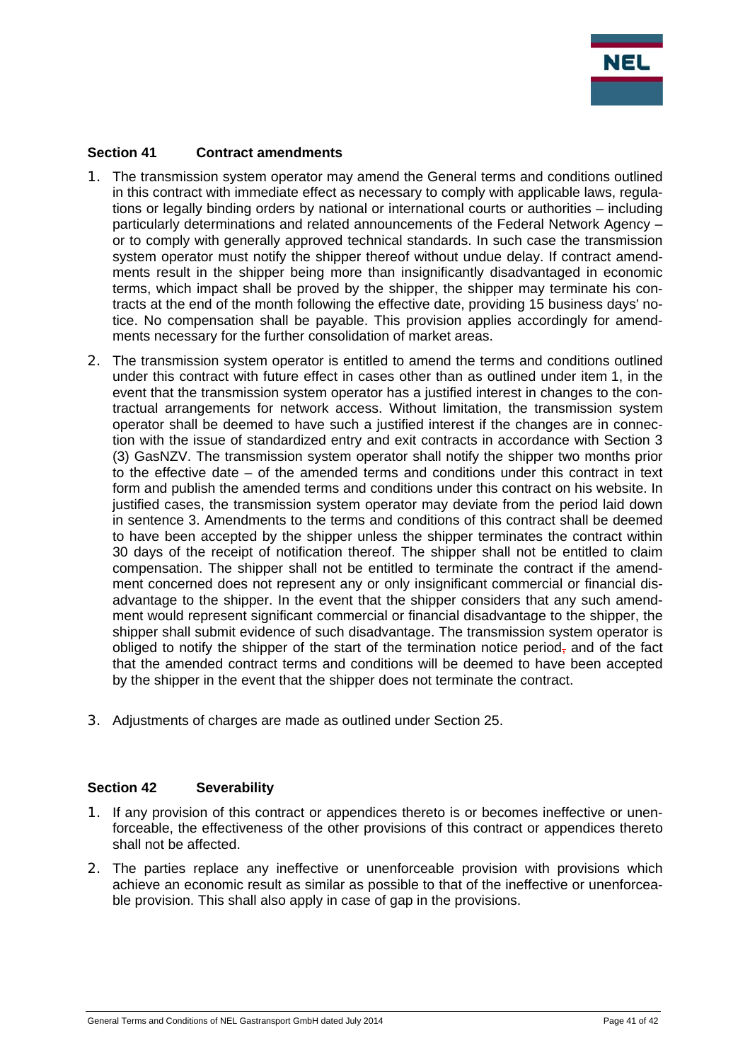## Section 41 Contract amendments

1. The transmission system operator may amend the General terms and conditions outlined in this contract with immediate effect as necessary to comply with applicable laws, regulations or legally binding orders by national or international courts or authorities – including particularly determinations and related announcements of the Federal Network Agency – or to comply with generally approved technical standards. In such case the transmission system operator must notify the shipper thereof without undue delay. If contract amendments result in the shipper being more than insignificantly disadvantaged in economic terms, which impact shall be proved by the shipper, the shipper may terminate his contracts at the end of the month following the effective date, providing 15 business days' notice. No compensation shall be payable. This provision applies accordingly for amendments necessary for the further consolidation of market areas.

2. The transmission system operator is entitled to amend the terms and conditions outlined under this contract with future effect in cases other than as outlined under item 1, in the event that the transmission system operator has a justified interest in changes to the contractual arrangements for network access. Without limitation, the transmission system operator shall be deemed to have such a justified interest if the changes are in connection with the issue of standardized entry and exit contracts in accordance with Section 3 (3) GasNZV. The transmission system operator shall notify the shipper two months prior to the effective date – of the amended terms and conditions under this contract in text form and publish the amended terms and conditions under this contract on his website. In justified cases, the transmission system operator may deviate from the period laid down in sentence 3. Amendments to the terms and conditions of this contract shall be deemed to have been accepted by the shipper unless the shipper terminates the contract within 30 days of the receipt of notification thereof. The shipper shall not be entitled to claim compensation. The shipper shall not be entitled to terminate the contract if the amendment concerned does not represent any or only insignificant commercial or financial disadvantage to the shipper. In the event that the shipper considers that any such amendment would represent significant commercial or financial disadvantage to the shipper, the shipper shall submit evidence of such disadvantage. The transmission system operator is obliged to notify the shipper of the start of the termination notice period and of the fact that the amended contract terms and conditions will be deemed to have been accepted by the shipper in the event that the shipper does not terminate the contract.

3. Adjustments of charges are made as outlined under Section 25.

## Section 42 Severability

1. If any provision of this contract or appendices thereto is or becomes ineffective or unenforceable, the effectiveness of the other provisions of this contract or appendices thereto shall not be affected.

2. The parties replace any ineffective or unenforceable provision with provisions which achieve an economic result as similar as possible to that of the ineffective or unenforceable provision. This shall also apply in case of gap in the provisions.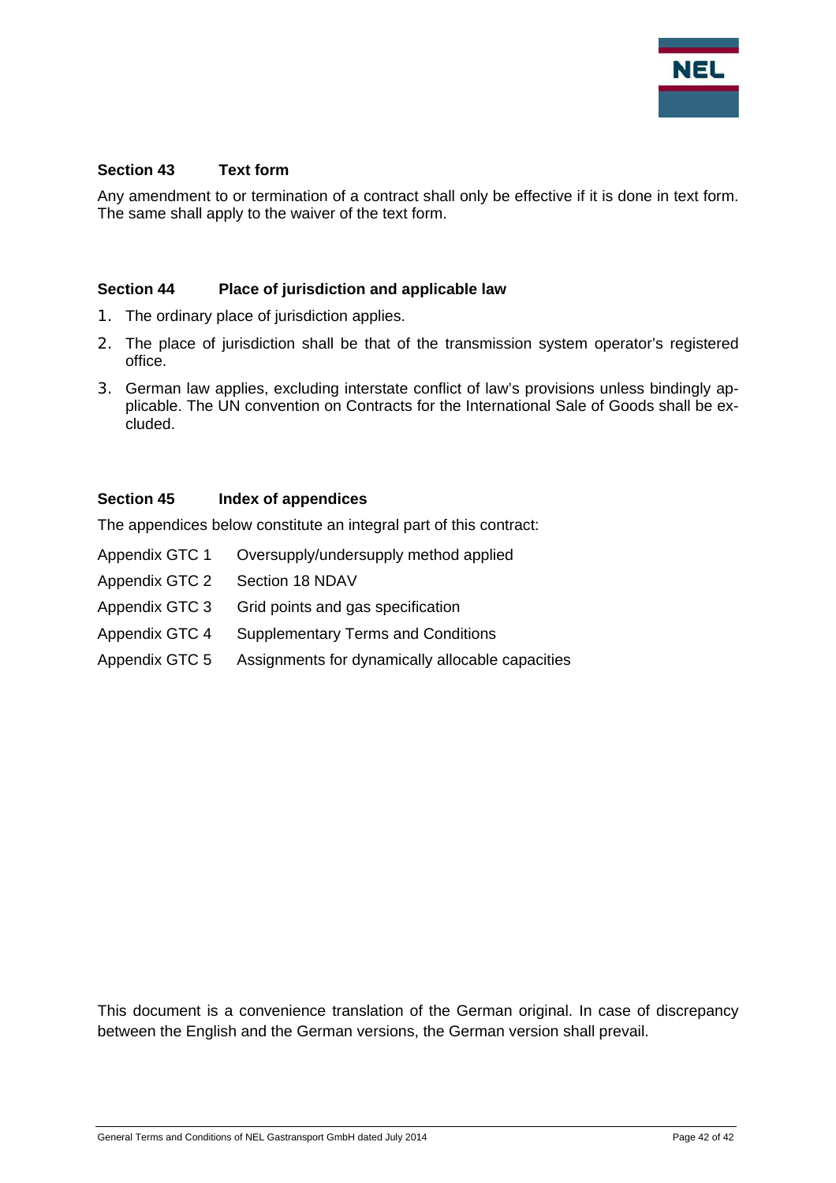## Section 43 Text form

Any amendment to or termination of a contract shall only be effective if it is done in text form. The same shall apply to the waiver of the text form.

## Section 44 Place of jurisdiction and applicable law

1. The ordinary place of jurisdiction applies.
2. The place of jurisdiction shall be that of the transmission system operator's registered office.
3. German law applies, excluding interstate conflict of law's provisions unless bindingly applicable. The UN convention on Contracts for the International Sale of Goods shall be excluded.

## Section 45 Index of appendices

The appendices below constitute an integral part of this contract:

| | |
|---|---|
| Appendix GTC 1 | Oversupply/undersupply method applied |
| Appendix GTC 2 | Section 18 NDAV |
| Appendix GTC 3 | Grid points and gas specification |
| Appendix GTC 4 | Supplementary Terms and Conditions |
| Appendix GTC 5 | Assignments for dynamically allocable capacities |

This document is a convenience translation of the German original. In case of discrepancy between the English and the German versions, the German version shall prevail.